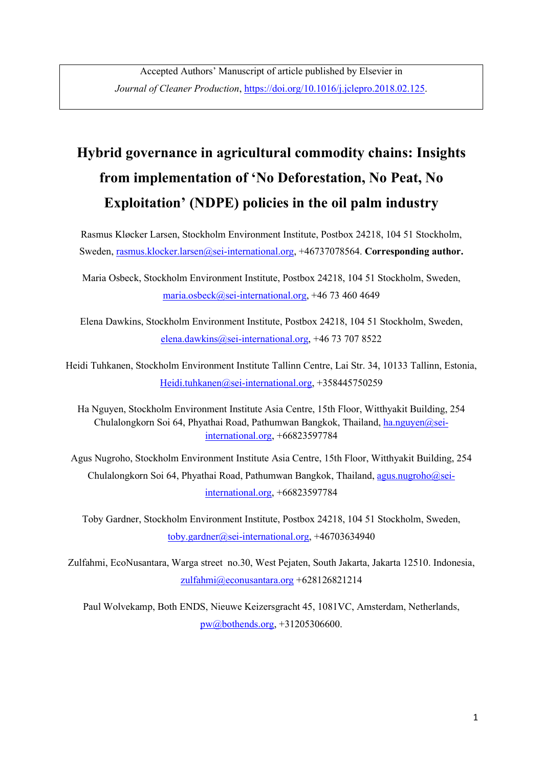Accepted Authors' Manuscript of article published by Elsevier in *Journal of Cleaner Production*, https://doi.org/10.1016/j.jclepro.2018.02.125.

# Hybrid governance in agricultural commodity chains: Insights from implementation of 'No Deforestation, No Peat, No Exploitation' (NDPE) policies in the oil palm industry

Rasmus Kløcker Larsen, Stockholm Environment Institute, Postbox 24218, 104 51 Stockholm, Sweden, rasmus.klocker.larsen@sei-international.org, +46737078564. **Corresponding author.**

Maria Osbeck, Stockholm Environment Institute, Postbox 24218, 104 51 Stockholm, Sweden, maria.osbeck@sei-international.org, +46 73 460 4649

Elena Dawkins, Stockholm Environment Institute, Postbox 24218, 104 51 Stockholm, Sweden, elena.dawkins@sei-international.org, +46 73 707 8522

Heidi Tuhkanen, Stockholm Environment Institute Tallinn Centre, Lai Str. 34, 10133 Tallinn, Estonia, Heidi.tuhkanen@sei-international.org, +358445750259

Ha Nguyen, Stockholm Environment Institute Asia Centre, 15th Floor, Witthyakit Building, 254 Chulalongkorn Soi 64, Phyathai Road, Pathumwan Bangkok, Thailand, ha.nguyen@sei-international.org, +66823597784

Agus Nugroho, Stockholm Environment Institute Asia Centre, 15th Floor, Witthyakit Building, 254 Chulalongkorn Soi 64, Phyathai Road, Pathumwan Bangkok, Thailand, agus.nugroho@sei-international.org, +66823597784

Toby Gardner, Stockholm Environment Institute, Postbox 24218, 104 51 Stockholm, Sweden, toby.gardner@sei-international.org, +46703634940

Zulfahmi, EcoNusantara, Warga street no.30, West Pejaten, South Jakarta, Jakarta 12510. Indonesia, zulfahmi@econusantara.org +628126821214

Paul Wolvekamp, Both ENDS, Nieuwe Keizersgracht 45, 1081VC, Amsterdam, Netherlands, pw@bothends.org, +31205306600.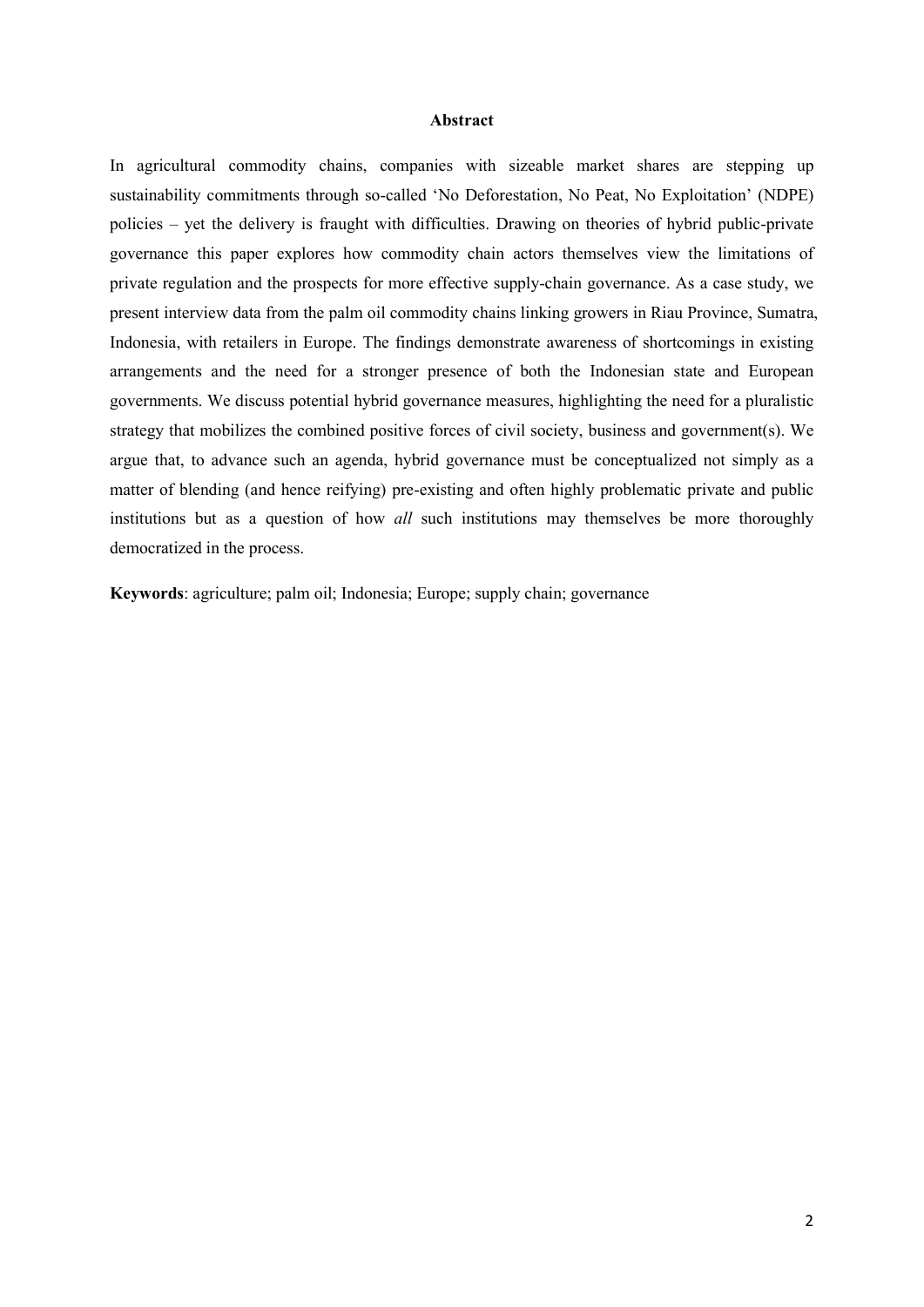## Abstract

In agricultural commodity chains, companies with sizeable market shares are stepping up sustainability commitments through so-called 'No Deforestation, No Peat, No Exploitation' (NDPE) policies – yet the delivery is fraught with difficulties. Drawing on theories of hybrid public-private governance this paper explores how commodity chain actors themselves view the limitations of private regulation and the prospects for more effective supply-chain governance. As a case study, we present interview data from the palm oil commodity chains linking growers in Riau Province, Sumatra, Indonesia, with retailers in Europe. The findings demonstrate awareness of shortcomings in existing arrangements and the need for a stronger presence of both the Indonesian state and European governments. We discuss potential hybrid governance measures, highlighting the need for a pluralistic strategy that mobilizes the combined positive forces of civil society, business and government(s). We argue that, to advance such an agenda, hybrid governance must be conceptualized not simply as a matter of blending (and hence reifying) pre-existing and often highly problematic private and public institutions but as a question of how *all* such institutions may themselves be more thoroughly democratized in the process.

**Keywords**: agriculture; palm oil; Indonesia; Europe; supply chain; governance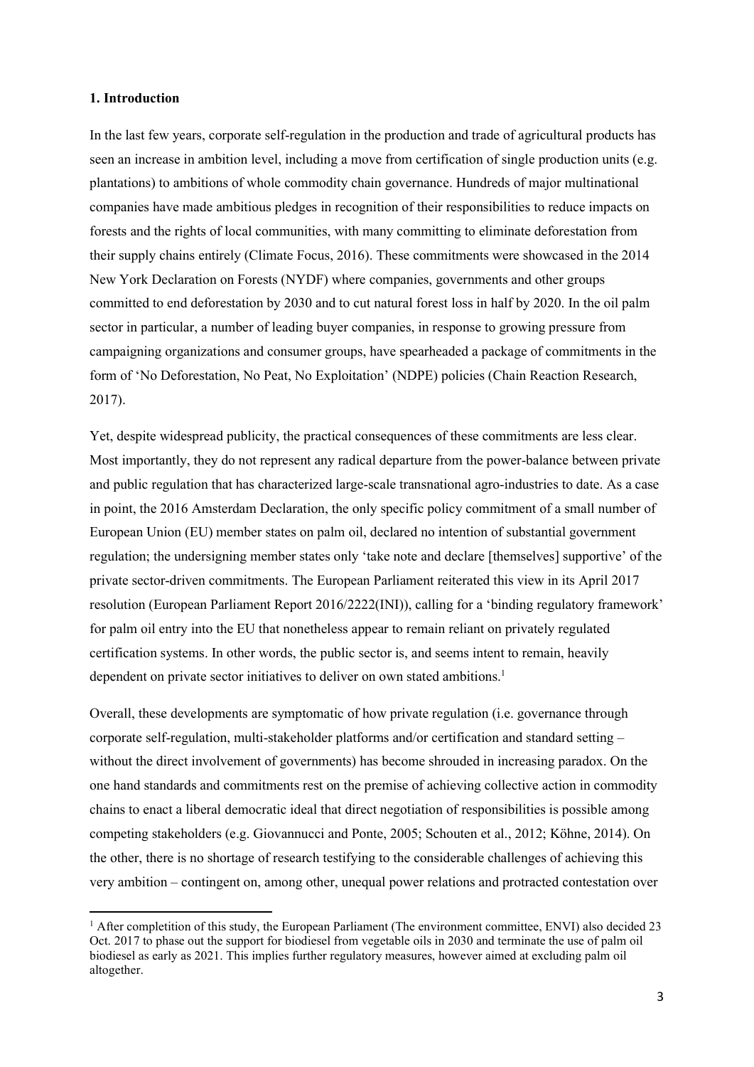## 1. Introduction

In the last few years, corporate self-regulation in the production and trade of agricultural products has seen an increase in ambition level, including a move from certification of single production units (e.g. plantations) to ambitions of whole commodity chain governance. Hundreds of major multinational companies have made ambitious pledges in recognition of their responsibilities to reduce impacts on forests and the rights of local communities, with many committing to eliminate deforestation from their supply chains entirely (Climate Focus, 2016). These commitments were showcased in the 2014 New York Declaration on Forests (NYDF) where companies, governments and other groups committed to end deforestation by 2030 and to cut natural forest loss in half by 2020. In the oil palm sector in particular, a number of leading buyer companies, in response to growing pressure from campaigning organizations and consumer groups, have spearheaded a package of commitments in the form of 'No Deforestation, No Peat, No Exploitation' (NDPE) policies (Chain Reaction Research, 2017).

Yet, despite widespread publicity, the practical consequences of these commitments are less clear. Most importantly, they do not represent any radical departure from the power-balance between private and public regulation that has characterized large-scale transnational agro-industries to date. As a case in point, the 2016 Amsterdam Declaration, the only specific policy commitment of a small number of European Union (EU) member states on palm oil, declared no intention of substantial government regulation; the undersigning member states only 'take note and declare [themselves] supportive' of the private sector-driven commitments. The European Parliament reiterated this view in its April 2017 resolution (European Parliament Report 2016/2222(INI)), calling for a 'binding regulatory framework' for palm oil entry into the EU that nonetheless appear to remain reliant on privately regulated certification systems. In other words, the public sector is, and seems intent to remain, heavily dependent on private sector initiatives to deliver on own stated ambitions.[1]

Overall, these developments are symptomatic of how private regulation (i.e. governance through corporate self-regulation, multi-stakeholder platforms and/or certification and standard setting – without the direct involvement of governments) has become shrouded in increasing paradox. On the one hand standards and commitments rest on the premise of achieving collective action in commodity chains to enact a liberal democratic ideal that direct negotiation of responsibilities is possible among competing stakeholders (e.g. Giovannucci and Ponte, 2005; Schouten et al., 2012; Köhne, 2014). On the other, there is no shortage of research testifying to the considerable challenges of achieving this very ambition – contingent on, among other, unequal power relations and protracted contestation over

[1] After completition of this study, the European Parliament (The environment committee, ENVI) also decided 23 Oct. 2017 to phase out the support for biodiesel from vegetable oils in 2030 and terminate the use of palm oil biodiesel as early as 2021. This implies further regulatory measures, however aimed at excluding palm oil altogether.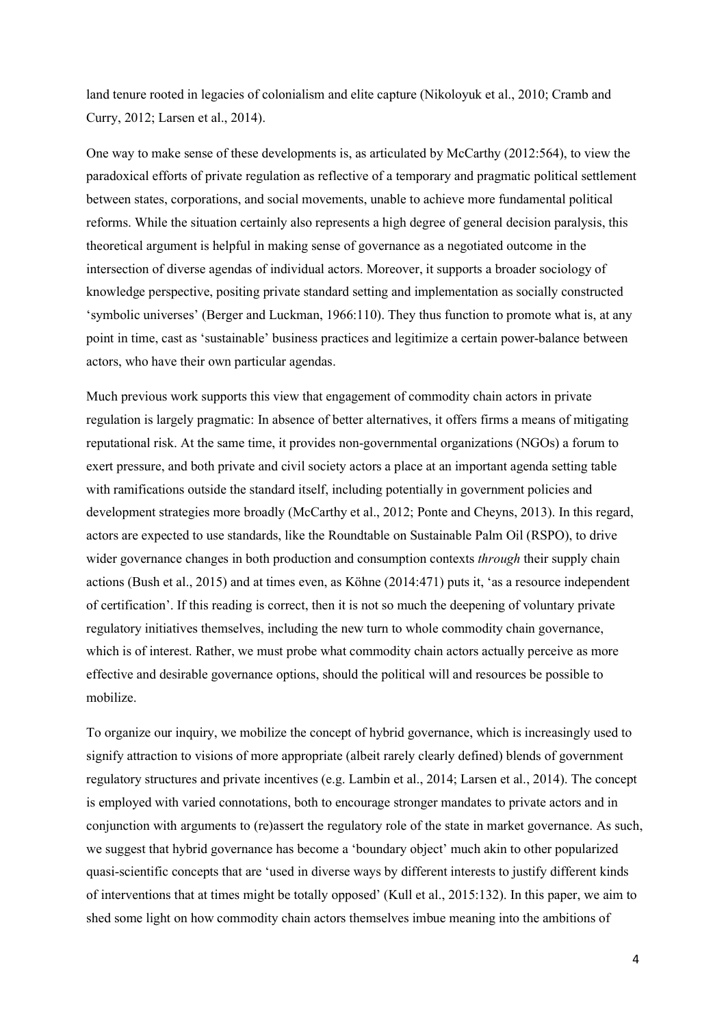land tenure rooted in legacies of colonialism and elite capture (Nikoloyuk et al., 2010; Cramb and Curry, 2012; Larsen et al., 2014).

One way to make sense of these developments is, as articulated by McCarthy (2012:564), to view the paradoxical efforts of private regulation as reflective of a temporary and pragmatic political settlement between states, corporations, and social movements, unable to achieve more fundamental political reforms. While the situation certainly also represents a high degree of general decision paralysis, this theoretical argument is helpful in making sense of governance as a negotiated outcome in the intersection of diverse agendas of individual actors. Moreover, it supports a broader sociology of knowledge perspective, positing private standard setting and implementation as socially constructed 'symbolic universes' (Berger and Luckman, 1966:110). They thus function to promote what is, at any point in time, cast as 'sustainable' business practices and legitimize a certain power-balance between actors, who have their own particular agendas.

Much previous work supports this view that engagement of commodity chain actors in private regulation is largely pragmatic: In absence of better alternatives, it offers firms a means of mitigating reputational risk. At the same time, it provides non-governmental organizations (NGOs) a forum to exert pressure, and both private and civil society actors a place at an important agenda setting table with ramifications outside the standard itself, including potentially in government policies and development strategies more broadly (McCarthy et al., 2012; Ponte and Cheyns, 2013). In this regard, actors are expected to use standards, like the Roundtable on Sustainable Palm Oil (RSPO), to drive wider governance changes in both production and consumption contexts *through* their supply chain actions (Bush et al., 2015) and at times even, as Köhne (2014:471) puts it, 'as a resource independent of certification'. If this reading is correct, then it is not so much the deepening of voluntary private regulatory initiatives themselves, including the new turn to whole commodity chain governance, which is of interest. Rather, we must probe what commodity chain actors actually perceive as more effective and desirable governance options, should the political will and resources be possible to mobilize.

To organize our inquiry, we mobilize the concept of hybrid governance, which is increasingly used to signify attraction to visions of more appropriate (albeit rarely clearly defined) blends of government regulatory structures and private incentives (e.g. Lambin et al., 2014; Larsen et al., 2014). The concept is employed with varied connotations, both to encourage stronger mandates to private actors and in conjunction with arguments to (re)assert the regulatory role of the state in market governance. As such, we suggest that hybrid governance has become a 'boundary object' much akin to other popularized quasi-scientific concepts that are 'used in diverse ways by different interests to justify different kinds of interventions that at times might be totally opposed' (Kull et al., 2015:132). In this paper, we aim to shed some light on how commodity chain actors themselves imbue meaning into the ambitions of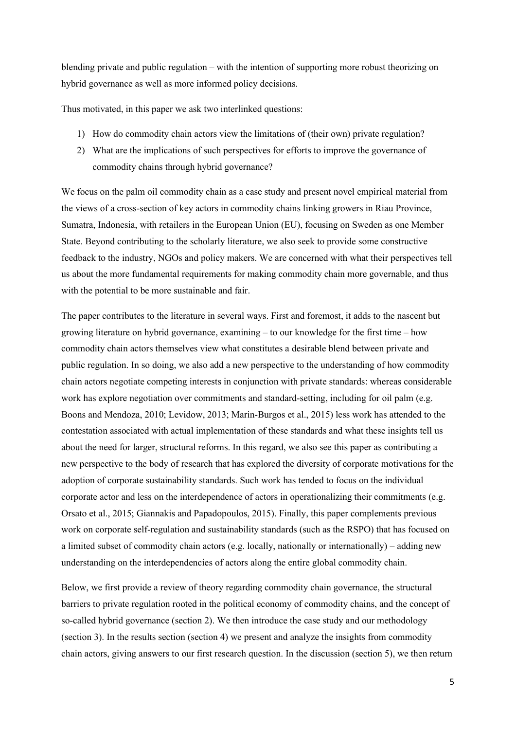blending private and public regulation – with the intention of supporting more robust theorizing on hybrid governance as well as more informed policy decisions.

Thus motivated, in this paper we ask two interlinked questions:

1) How do commodity chain actors view the limitations of (their own) private regulation?
2) What are the implications of such perspectives for efforts to improve the governance of commodity chains through hybrid governance?

We focus on the palm oil commodity chain as a case study and present novel empirical material from the views of a cross-section of key actors in commodity chains linking growers in Riau Province, Sumatra, Indonesia, with retailers in the European Union (EU), focusing on Sweden as one Member State. Beyond contributing to the scholarly literature, we also seek to provide some constructive feedback to the industry, NGOs and policy makers. We are concerned with what their perspectives tell us about the more fundamental requirements for making commodity chain more governable, and thus with the potential to be more sustainable and fair.

The paper contributes to the literature in several ways. First and foremost, it adds to the nascent but growing literature on hybrid governance, examining – to our knowledge for the first time – how commodity chain actors themselves view what constitutes a desirable blend between private and public regulation. In so doing, we also add a new perspective to the understanding of how commodity chain actors negotiate competing interests in conjunction with private standards: whereas considerable work has explore negotiation over commitments and standard-setting, including for oil palm (e.g. Boons and Mendoza, 2010; Levidow, 2013; Marin-Burgos et al., 2015) less work has attended to the contestation associated with actual implementation of these standards and what these insights tell us about the need for larger, structural reforms. In this regard, we also see this paper as contributing a new perspective to the body of research that has explored the diversity of corporate motivations for the adoption of corporate sustainability standards. Such work has tended to focus on the individual corporate actor and less on the interdependence of actors in operationalizing their commitments (e.g. Orsato et al., 2015; Giannakis and Papadopoulos, 2015). Finally, this paper complements previous work on corporate self-regulation and sustainability standards (such as the RSPO) that has focused on a limited subset of commodity chain actors (e.g. locally, nationally or internationally) – adding new understanding on the interdependencies of actors along the entire global commodity chain.

Below, we first provide a review of theory regarding commodity chain governance, the structural barriers to private regulation rooted in the political economy of commodity chains, and the concept of so-called hybrid governance (section 2). We then introduce the case study and our methodology (section 3). In the results section (section 4) we present and analyze the insights from commodity chain actors, giving answers to our first research question. In the discussion (section 5), we then return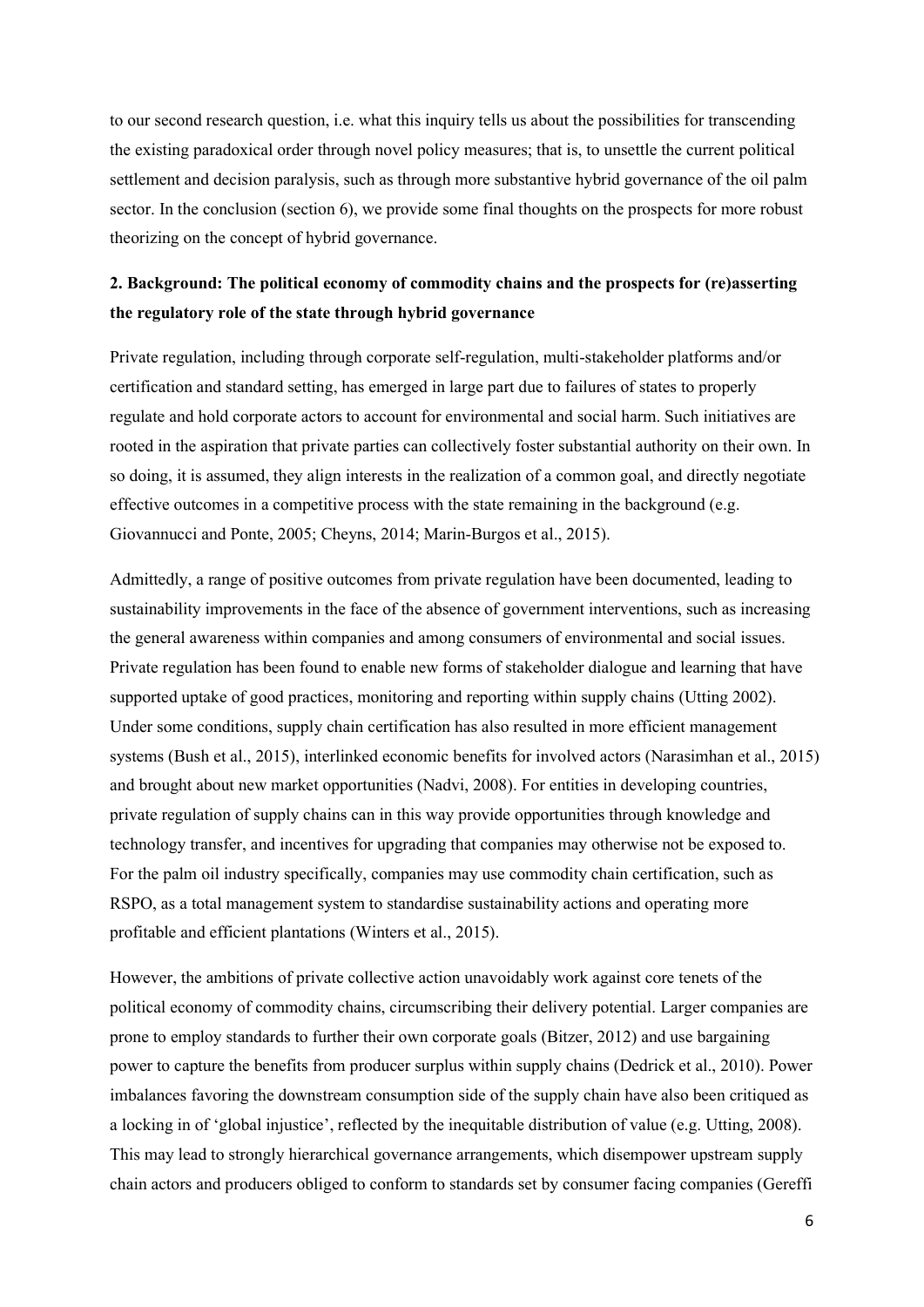to our second research question, i.e. what this inquiry tells us about the possibilities for transcending the existing paradoxical order through novel policy measures; that is, to unsettle the current political settlement and decision paralysis, such as through more substantive hybrid governance of the oil palm sector. In the conclusion (section 6), we provide some final thoughts on the prospects for more robust theorizing on the concept of hybrid governance.

## 2. Background: The political economy of commodity chains and the prospects for (re)asserting the regulatory role of the state through hybrid governance

Private regulation, including through corporate self-regulation, multi-stakeholder platforms and/or certification and standard setting, has emerged in large part due to failures of states to properly regulate and hold corporate actors to account for environmental and social harm. Such initiatives are rooted in the aspiration that private parties can collectively foster substantial authority on their own. In so doing, it is assumed, they align interests in the realization of a common goal, and directly negotiate effective outcomes in a competitive process with the state remaining in the background (e.g. Giovannucci and Ponte, 2005; Cheyns, 2014; Marin-Burgos et al., 2015).

Admittedly, a range of positive outcomes from private regulation have been documented, leading to sustainability improvements in the face of the absence of government interventions, such as increasing the general awareness within companies and among consumers of environmental and social issues. Private regulation has been found to enable new forms of stakeholder dialogue and learning that have supported uptake of good practices, monitoring and reporting within supply chains (Utting 2002). Under some conditions, supply chain certification has also resulted in more efficient management systems (Bush et al., 2015), interlinked economic benefits for involved actors (Narasimhan et al., 2015) and brought about new market opportunities (Nadvi, 2008). For entities in developing countries, private regulation of supply chains can in this way provide opportunities through knowledge and technology transfer, and incentives for upgrading that companies may otherwise not be exposed to. For the palm oil industry specifically, companies may use commodity chain certification, such as RSPO, as a total management system to standardise sustainability actions and operating more profitable and efficient plantations (Winters et al., 2015).

However, the ambitions of private collective action unavoidably work against core tenets of the political economy of commodity chains, circumscribing their delivery potential. Larger companies are prone to employ standards to further their own corporate goals (Bitzer, 2012) and use bargaining power to capture the benefits from producer surplus within supply chains (Dedrick et al., 2010). Power imbalances favoring the downstream consumption side of the supply chain have also been critiqued as a locking in of 'global injustice', reflected by the inequitable distribution of value (e.g. Utting, 2008). This may lead to strongly hierarchical governance arrangements, which disempower upstream supply chain actors and producers obliged to conform to standards set by consumer facing companies (Gereffi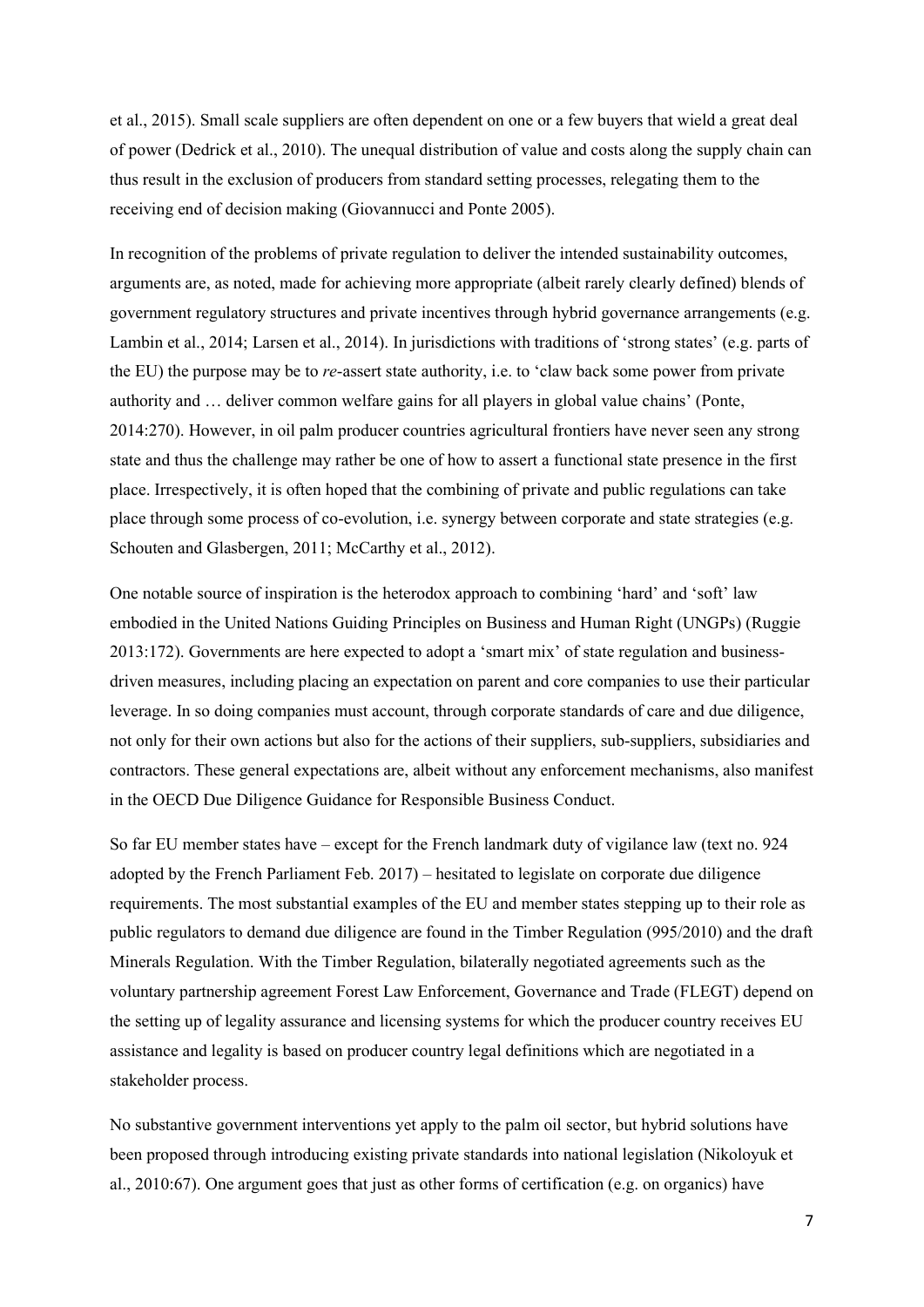et al., 2015). Small scale suppliers are often dependent on one or a few buyers that wield a great deal of power (Dedrick et al., 2010). The unequal distribution of value and costs along the supply chain can thus result in the exclusion of producers from standard setting processes, relegating them to the receiving end of decision making (Giovannucci and Ponte 2005).

In recognition of the problems of private regulation to deliver the intended sustainability outcomes, arguments are, as noted, made for achieving more appropriate (albeit rarely clearly defined) blends of government regulatory structures and private incentives through hybrid governance arrangements (e.g. Lambin et al., 2014; Larsen et al., 2014). In jurisdictions with traditions of 'strong states' (e.g. parts of the EU) the purpose may be to *re*-assert state authority, i.e. to 'claw back some power from private authority and … deliver common welfare gains for all players in global value chains' (Ponte, 2014:270). However, in oil palm producer countries agricultural frontiers have never seen any strong state and thus the challenge may rather be one of how to assert a functional state presence in the first place. Irrespectively, it is often hoped that the combining of private and public regulations can take place through some process of co-evolution, i.e. synergy between corporate and state strategies (e.g. Schouten and Glasbergen, 2011; McCarthy et al., 2012).

One notable source of inspiration is the heterodox approach to combining 'hard' and 'soft' law embodied in the United Nations Guiding Principles on Business and Human Right (UNGPs) (Ruggie 2013:172). Governments are here expected to adopt a 'smart mix' of state regulation and business-driven measures, including placing an expectation on parent and core companies to use their particular leverage. In so doing companies must account, through corporate standards of care and due diligence, not only for their own actions but also for the actions of their suppliers, sub-suppliers, subsidiaries and contractors. These general expectations are, albeit without any enforcement mechanisms, also manifest in the OECD Due Diligence Guidance for Responsible Business Conduct.

So far EU member states have – except for the French landmark duty of vigilance law (text no. 924 adopted by the French Parliament Feb. 2017) – hesitated to legislate on corporate due diligence requirements. The most substantial examples of the EU and member states stepping up to their role as public regulators to demand due diligence are found in the Timber Regulation (995/2010) and the draft Minerals Regulation. With the Timber Regulation, bilaterally negotiated agreements such as the voluntary partnership agreement Forest Law Enforcement, Governance and Trade (FLEGT) depend on the setting up of legality assurance and licensing systems for which the producer country receives EU assistance and legality is based on producer country legal definitions which are negotiated in a stakeholder process.

No substantive government interventions yet apply to the palm oil sector, but hybrid solutions have been proposed through introducing existing private standards into national legislation (Nikoloyuk et al., 2010:67). One argument goes that just as other forms of certification (e.g. on organics) have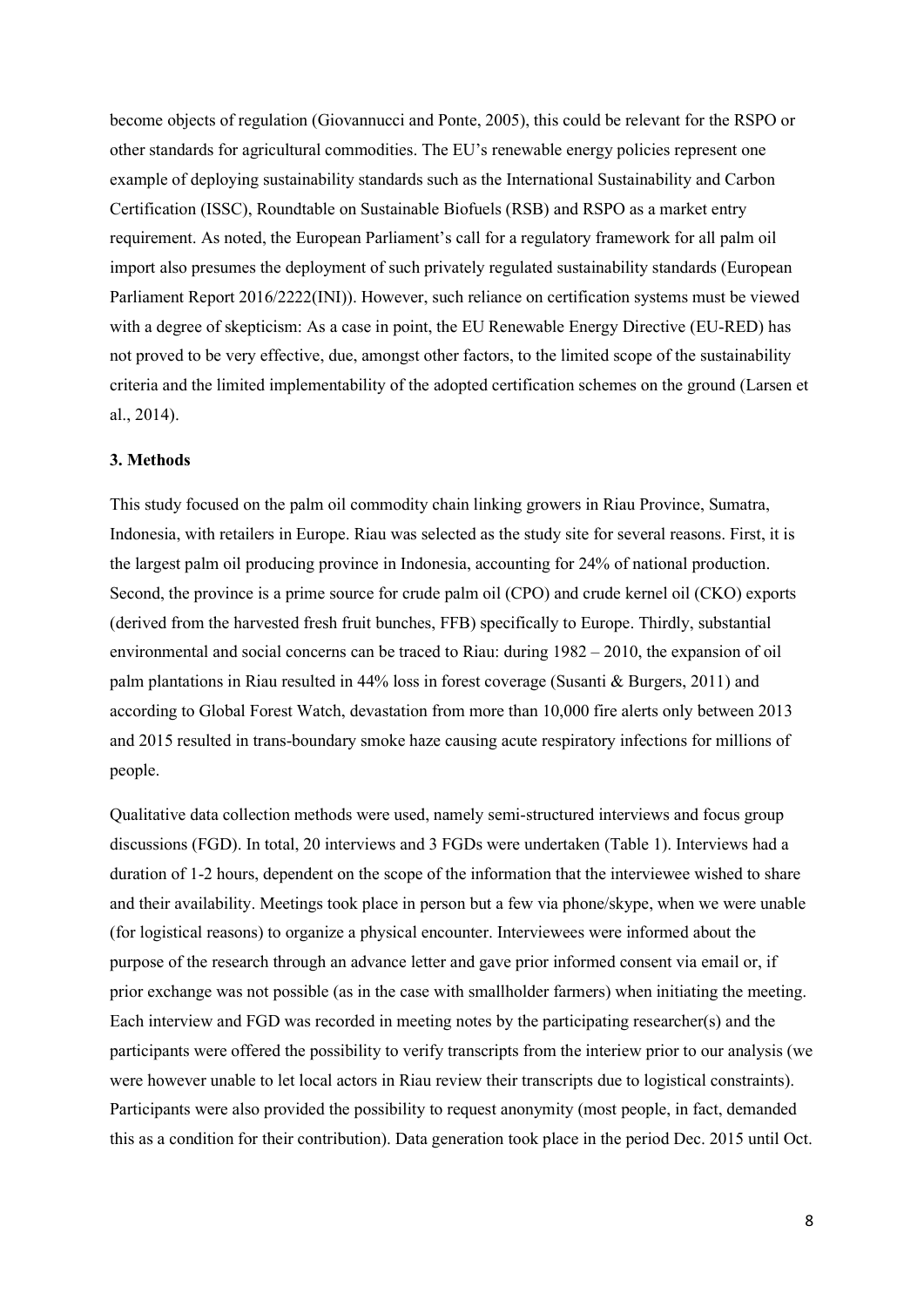become objects of regulation (Giovannucci and Ponte, 2005), this could be relevant for the RSPO or other standards for agricultural commodities. The EU's renewable energy policies represent one example of deploying sustainability standards such as the International Sustainability and Carbon Certification (ISSC), Roundtable on Sustainable Biofuels (RSB) and RSPO as a market entry requirement. As noted, the European Parliament's call for a regulatory framework for all palm oil import also presumes the deployment of such privately regulated sustainability standards (European Parliament Report 2016/2222(INI)). However, such reliance on certification systems must be viewed with a degree of skepticism: As a case in point, the EU Renewable Energy Directive (EU-RED) has not proved to be very effective, due, amongst other factors, to the limited scope of the sustainability criteria and the limited implementability of the adopted certification schemes on the ground (Larsen et al., 2014).

### 3. Methods

This study focused on the palm oil commodity chain linking growers in Riau Province, Sumatra, Indonesia, with retailers in Europe. Riau was selected as the study site for several reasons. First, it is the largest palm oil producing province in Indonesia, accounting for 24% of national production. Second, the province is a prime source for crude palm oil (CPO) and crude kernel oil (CKO) exports (derived from the harvested fresh fruit bunches, FFB) specifically to Europe. Thirdly, substantial environmental and social concerns can be traced to Riau: during 1982 – 2010, the expansion of oil palm plantations in Riau resulted in 44% loss in forest coverage (Susanti & Burgers, 2011) and according to Global Forest Watch, devastation from more than 10,000 fire alerts only between 2013 and 2015 resulted in trans-boundary smoke haze causing acute respiratory infections for millions of people.

Qualitative data collection methods were used, namely semi-structured interviews and focus group discussions (FGD). In total, 20 interviews and 3 FGDs were undertaken (Table 1). Interviews had a duration of 1-2 hours, dependent on the scope of the information that the interviewee wished to share and their availability. Meetings took place in person but a few via phone/skype, when we were unable (for logistical reasons) to organize a physical encounter. Interviewees were informed about the purpose of the research through an advance letter and gave prior informed consent via email or, if prior exchange was not possible (as in the case with smallholder farmers) when initiating the meeting. Each interview and FGD was recorded in meeting notes by the participating researcher(s) and the participants were offered the possibility to verify transcripts from the interiew prior to our analysis (we were however unable to let local actors in Riau review their transcripts due to logistical constraints). Participants were also provided the possibility to request anonymity (most people, in fact, demanded this as a condition for their contribution). Data generation took place in the period Dec. 2015 until Oct.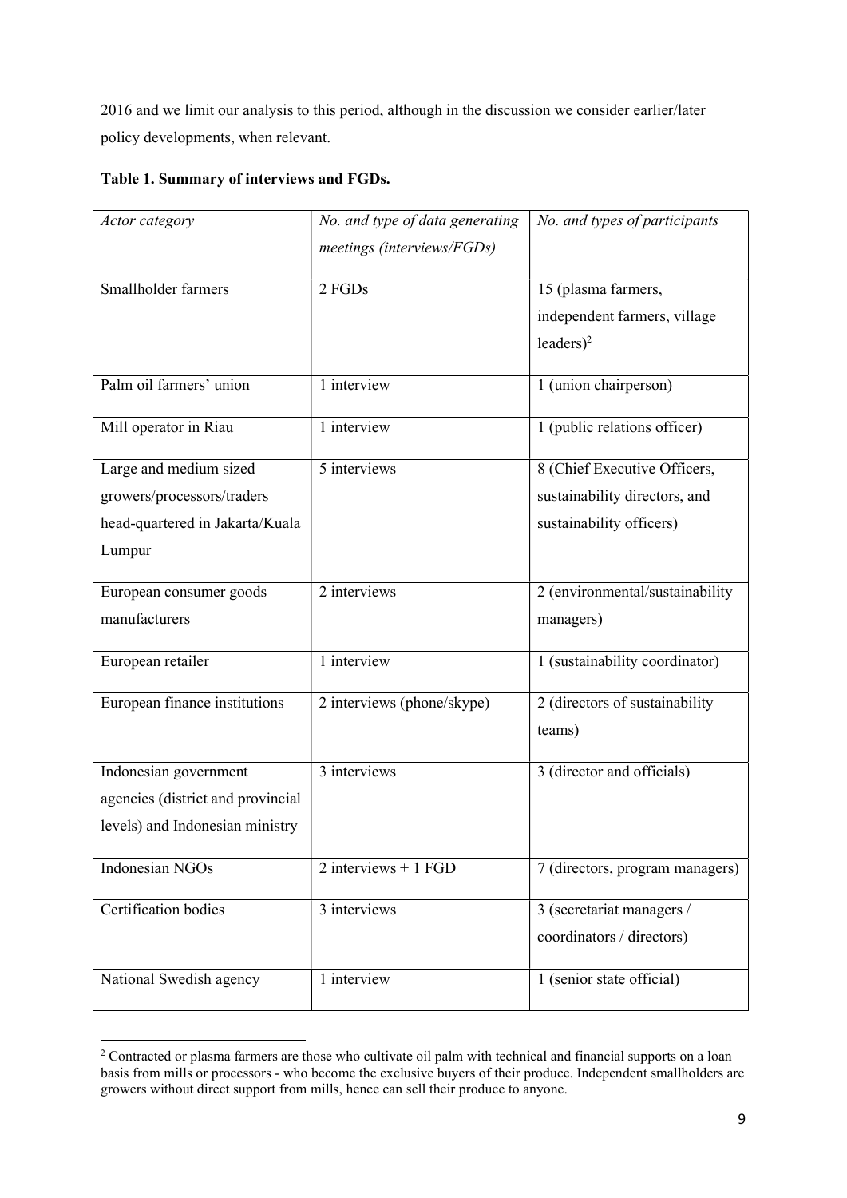2016 and we limit our analysis to this period, although in the discussion we consider earlier/later policy developments, when relevant.

**Table 1. Summary of interviews and FGDs.**

| *Actor category* | *No. and type of data generating meetings (interviews/FGDs)* | *No. and types of participants* |
|---|---|---|
| Smallholder farmers | 2 FGDs | 15 (plasma farmers, independent farmers, village leaders)[2] |
| Palm oil farmers' union | 1 interview | 1 (union chairperson) |
| Mill operator in Riau | 1 interview | 1 (public relations officer) |
| Large and medium sized growers/processors/traders head-quartered in Jakarta/Kuala Lumpur | 5 interviews | 8 (Chief Executive Officers, sustainability directors, and sustainability officers) |
| European consumer goods manufacturers | 2 interviews | 2 (environmental/sustainability managers) |
| European retailer | 1 interview | 1 (sustainability coordinator) |
| European finance institutions | 2 interviews (phone/skype) | 2 (directors of sustainability teams) |
| Indonesian government agencies (district and provincial levels) and Indonesian ministry | 3 interviews | 3 (director and officials) |
| Indonesian NGOs | 2 interviews + 1 FGD | 7 (directors, program managers) |
| Certification bodies | 3 interviews | 3 (secretariat managers / coordinators / directors) |
| National Swedish agency | 1 interview | 1 (senior state official) |

[2] Contracted or plasma farmers are those who cultivate oil palm with technical and financial supports on a loan basis from mills or processors - who become the exclusive buyers of their produce. Independent smallholders are growers without direct support from mills, hence can sell their produce to anyone.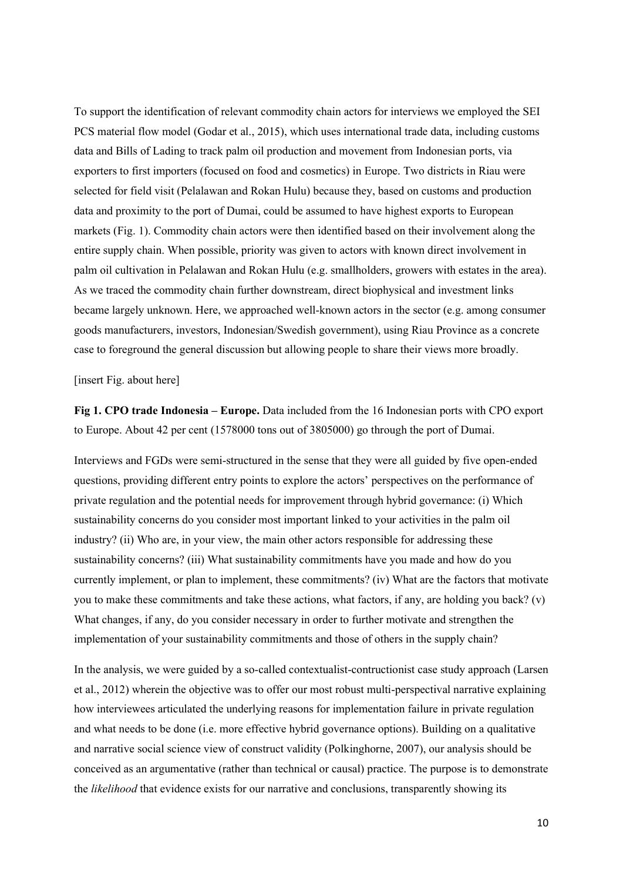To support the identification of relevant commodity chain actors for interviews we employed the SEI PCS material flow model (Godar et al., 2015), which uses international trade data, including customs data and Bills of Lading to track palm oil production and movement from Indonesian ports, via exporters to first importers (focused on food and cosmetics) in Europe. Two districts in Riau were selected for field visit (Pelalawan and Rokan Hulu) because they, based on customs and production data and proximity to the port of Dumai, could be assumed to have highest exports to European markets (Fig. 1). Commodity chain actors were then identified based on their involvement along the entire supply chain. When possible, priority was given to actors with known direct involvement in palm oil cultivation in Pelalawan and Rokan Hulu (e.g. smallholders, growers with estates in the area). As we traced the commodity chain further downstream, direct biophysical and investment links became largely unknown. Here, we approached well-known actors in the sector (e.g. among consumer goods manufacturers, investors, Indonesian/Swedish government), using Riau Province as a concrete case to foreground the general discussion but allowing people to share their views more broadly.

[insert Fig. about here]

**Fig 1. CPO trade Indonesia – Europe.** Data included from the 16 Indonesian ports with CPO export to Europe. About 42 per cent (1578000 tons out of 3805000) go through the port of Dumai.

Interviews and FGDs were semi-structured in the sense that they were all guided by five open-ended questions, providing different entry points to explore the actors' perspectives on the performance of private regulation and the potential needs for improvement through hybrid governance: (i) Which sustainability concerns do you consider most important linked to your activities in the palm oil industry? (ii) Who are, in your view, the main other actors responsible for addressing these sustainability concerns? (iii) What sustainability commitments have you made and how do you currently implement, or plan to implement, these commitments? (iv) What are the factors that motivate you to make these commitments and take these actions, what factors, if any, are holding you back? (v) What changes, if any, do you consider necessary in order to further motivate and strengthen the implementation of your sustainability commitments and those of others in the supply chain?

In the analysis, we were guided by a so-called contextualist-contructionist case study approach (Larsen et al., 2012) wherein the objective was to offer our most robust multi-perspectival narrative explaining how interviewees articulated the underlying reasons for implementation failure in private regulation and what needs to be done (i.e. more effective hybrid governance options). Building on a qualitative and narrative social science view of construct validity (Polkinghorne, 2007), our analysis should be conceived as an argumentative (rather than technical or causal) practice. The purpose is to demonstrate the *likelihood* that evidence exists for our narrative and conclusions, transparently showing its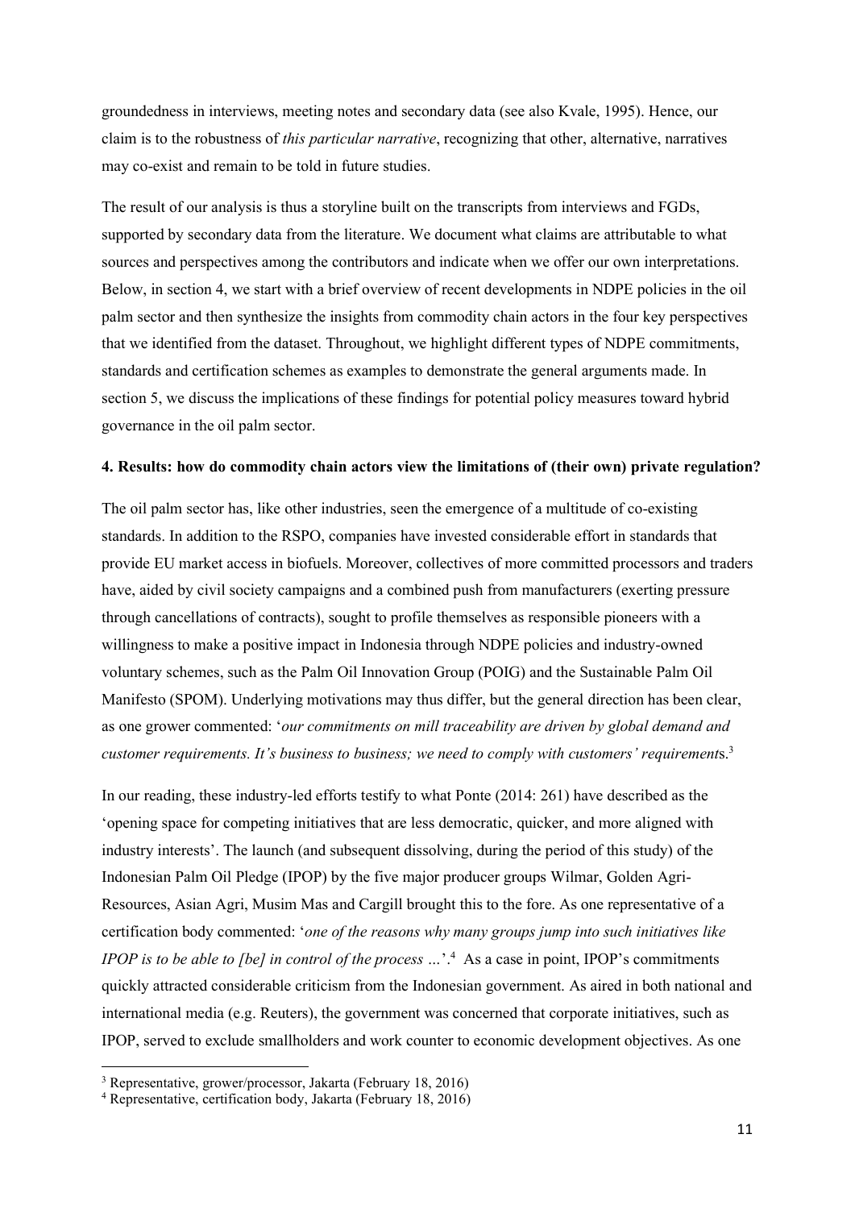groundedness in interviews, meeting notes and secondary data (see also Kvale, 1995). Hence, our claim is to the robustness of *this particular narrative*, recognizing that other, alternative, narratives may co-exist and remain to be told in future studies.

The result of our analysis is thus a storyline built on the transcripts from interviews and FGDs, supported by secondary data from the literature. We document what claims are attributable to what sources and perspectives among the contributors and indicate when we offer our own interpretations. Below, in section 4, we start with a brief overview of recent developments in NDPE policies in the oil palm sector and then synthesize the insights from commodity chain actors in the four key perspectives that we identified from the dataset. Throughout, we highlight different types of NDPE commitments, standards and certification schemes as examples to demonstrate the general arguments made. In section 5, we discuss the implications of these findings for potential policy measures toward hybrid governance in the oil palm sector.

## 4. Results: how do commodity chain actors view the limitations of (their own) private regulation?

The oil palm sector has, like other industries, seen the emergence of a multitude of co-existing standards. In addition to the RSPO, companies have invested considerable effort in standards that provide EU market access in biofuels. Moreover, collectives of more committed processors and traders have, aided by civil society campaigns and a combined push from manufacturers (exerting pressure through cancellations of contracts), sought to profile themselves as responsible pioneers with a willingness to make a positive impact in Indonesia through NDPE policies and industry-owned voluntary schemes, such as the Palm Oil Innovation Group (POIG) and the Sustainable Palm Oil Manifesto (SPOM). Underlying motivations may thus differ, but the general direction has been clear, as one grower commented: '*our commitments on mill traceability are driven by global demand and customer requirements. It's business to business; we need to comply with customers' requirement*s.[3]

In our reading, these industry-led efforts testify to what Ponte (2014: 261) have described as the 'opening space for competing initiatives that are less democratic, quicker, and more aligned with industry interests'. The launch (and subsequent dissolving, during the period of this study) of the Indonesian Palm Oil Pledge (IPOP) by the five major producer groups Wilmar, Golden Agri-Resources, Asian Agri, Musim Mas and Cargill brought this to the fore. As one representative of a certification body commented: '*one of the reasons why many groups jump into such initiatives like IPOP is to be able to [be] in control of the process …*'.[4] As a case in point, IPOP's commitments quickly attracted considerable criticism from the Indonesian government. As aired in both national and international media (e.g. Reuters), the government was concerned that corporate initiatives, such as IPOP, served to exclude smallholders and work counter to economic development objectives. As one

[3] Representative, grower/processor, Jakarta (February 18, 2016)

[4] Representative, certification body, Jakarta (February 18, 2016)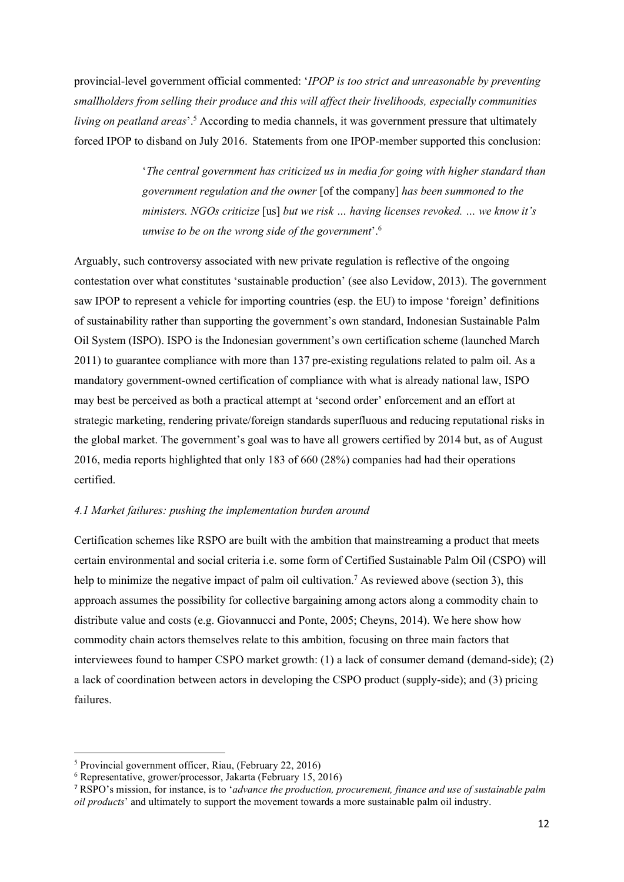provincial-level government official commented: '*IPOP is too strict and unreasonable by preventing smallholders from selling their produce and this will affect their livelihoods, especially communities living on peatland areas*'.[5] According to media channels, it was government pressure that ultimately forced IPOP to disband on July 2016. Statements from one IPOP-member supported this conclusion:

> '*The central government has criticized us in media for going with higher standard than government regulation and the owner* [of the company] *has been summoned to the ministers. NGOs criticize* [us] *but we risk … having licenses revoked. … we know it's unwise to be on the wrong side of the government*'.[6]

Arguably, such controversy associated with new private regulation is reflective of the ongoing contestation over what constitutes 'sustainable production' (see also Levidow, 2013). The government saw IPOP to represent a vehicle for importing countries (esp. the EU) to impose 'foreign' definitions of sustainability rather than supporting the government's own standard, Indonesian Sustainable Palm Oil System (ISPO). ISPO is the Indonesian government's own certification scheme (launched March 2011) to guarantee compliance with more than 137 pre-existing regulations related to palm oil. As a mandatory government-owned certification of compliance with what is already national law, ISPO may best be perceived as both a practical attempt at 'second order' enforcement and an effort at strategic marketing, rendering private/foreign standards superfluous and reducing reputational risks in the global market. The government's goal was to have all growers certified by 2014 but, as of August 2016, media reports highlighted that only 183 of 660 (28%) companies had had their operations certified.

### *4.1 Market failures: pushing the implementation burden around*

Certification schemes like RSPO are built with the ambition that mainstreaming a product that meets certain environmental and social criteria i.e. some form of Certified Sustainable Palm Oil (CSPO) will help to minimize the negative impact of palm oil cultivation.[7] As reviewed above (section 3), this approach assumes the possibility for collective bargaining among actors along a commodity chain to distribute value and costs (e.g. Giovannucci and Ponte, 2005; Cheyns, 2014). We here show how commodity chain actors themselves relate to this ambition, focusing on three main factors that interviewees found to hamper CSPO market growth: (1) a lack of consumer demand (demand-side); (2) a lack of coordination between actors in developing the CSPO product (supply-side); and (3) pricing failures.

---

[5] Provincial government officer, Riau, (February 22, 2016)

[6] Representative, grower/processor, Jakarta (February 15, 2016)

[7] RSPO's mission, for instance, is to '*advance the production, procurement, finance and use of sustainable palm oil products*' and ultimately to support the movement towards a more sustainable palm oil industry.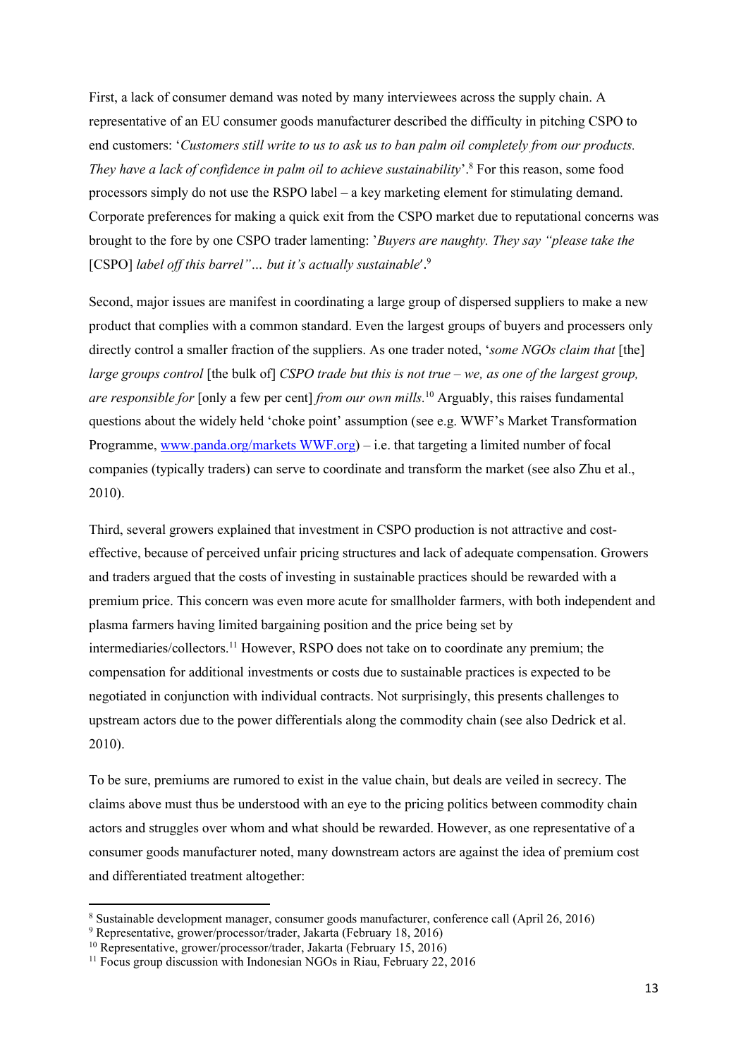First, a lack of consumer demand was noted by many interviewees across the supply chain. A representative of an EU consumer goods manufacturer described the difficulty in pitching CSPO to end customers: '*Customers still write to us to ask us to ban palm oil completely from our products. They have a lack of confidence in palm oil to achieve sustainability*'.[8] For this reason, some food processors simply do not use the RSPO label – a key marketing element for stimulating demand. Corporate preferences for making a quick exit from the CSPO market due to reputational concerns was brought to the fore by one CSPO trader lamenting: '*Buyers are naughty. They say "please take the* [CSPO] *label off this barrel"… but it's actually sustainable*'.[9]

Second, major issues are manifest in coordinating a large group of dispersed suppliers to make a new product that complies with a common standard. Even the largest groups of buyers and processers only directly control a smaller fraction of the suppliers. As one trader noted, '*some NGOs claim that* [the] *large groups control* [the bulk of] *CSPO trade but this is not true – we, as one of the largest group, are responsible for* [only a few per cent] *from our own mills.*[10] Arguably, this raises fundamental questions about the widely held 'choke point' assumption (see e.g. WWF's Market Transformation Programme, [www.panda.org/markets WWF.org](www.panda.org/markets)) – i.e. that targeting a limited number of focal companies (typically traders) can serve to coordinate and transform the market (see also Zhu et al., 2010).

Third, several growers explained that investment in CSPO production is not attractive and cost-effective, because of perceived unfair pricing structures and lack of adequate compensation. Growers and traders argued that the costs of investing in sustainable practices should be rewarded with a premium price. This concern was even more acute for smallholder farmers, with both independent and plasma farmers having limited bargaining position and the price being set by intermediaries/collectors.[11] However, RSPO does not take on to coordinate any premium; the compensation for additional investments or costs due to sustainable practices is expected to be negotiated in conjunction with individual contracts. Not surprisingly, this presents challenges to upstream actors due to the power differentials along the commodity chain (see also Dedrick et al. 2010).

To be sure, premiums are rumored to exist in the value chain, but deals are veiled in secrecy. The claims above must thus be understood with an eye to the pricing politics between commodity chain actors and struggles over whom and what should be rewarded. However, as one representative of a consumer goods manufacturer noted, many downstream actors are against the idea of premium cost and differentiated treatment altogether:

---

[8] Sustainable development manager, consumer goods manufacturer, conference call (April 26, 2016)

[9] Representative, grower/processor/trader, Jakarta (February 18, 2016)

[10] Representative, grower/processor/trader, Jakarta (February 15, 2016)

[11] Focus group discussion with Indonesian NGOs in Riau, February 22, 2016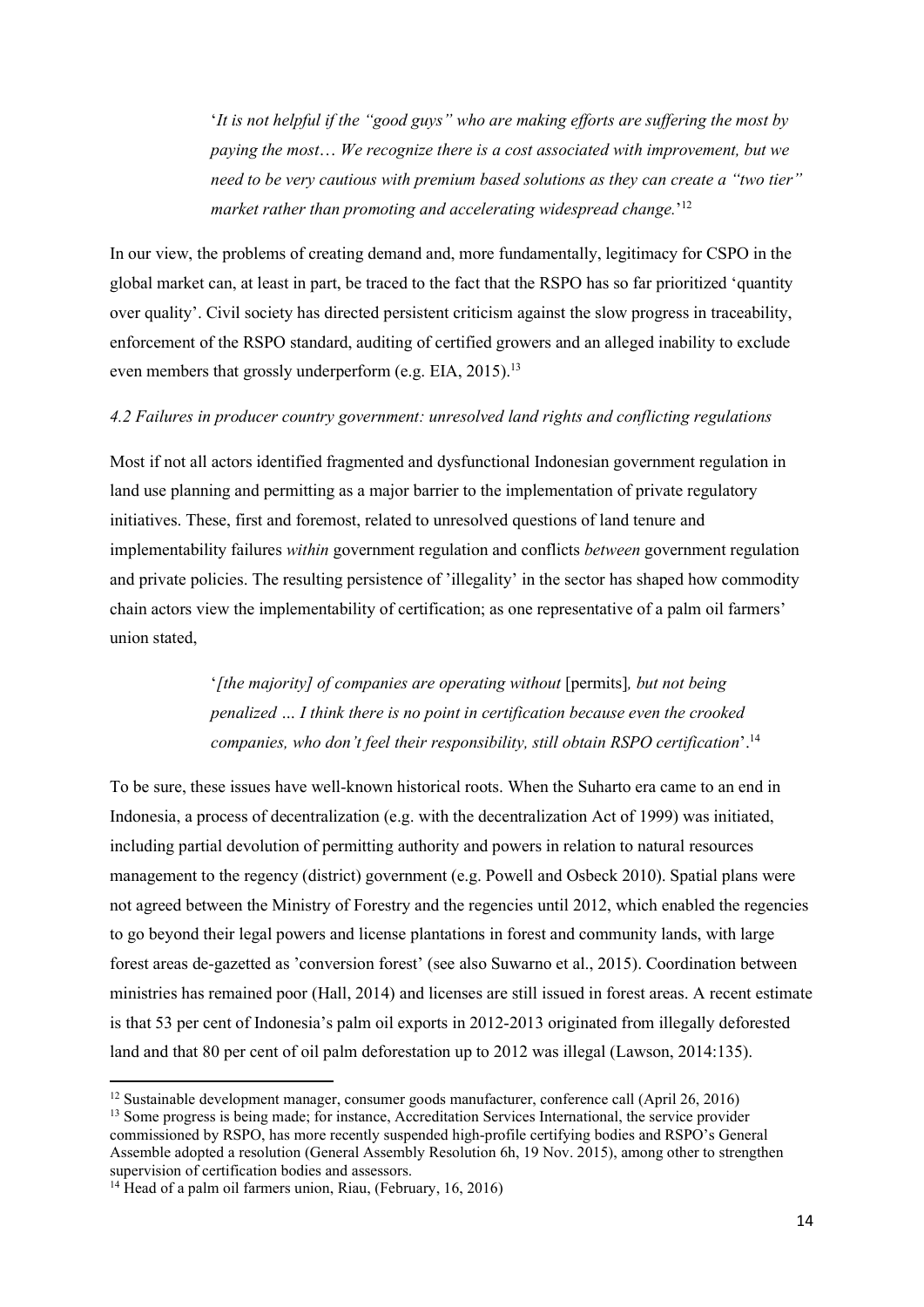> '*It is not helpful if the "good guys" who are making efforts are suffering the most by paying the most… We recognize there is a cost associated with improvement, but we need to be very cautious with premium based solutions as they can create a "two tier" market rather than promoting and accelerating widespread change.*'[12]

In our view, the problems of creating demand and, more fundamentally, legitimacy for CSPO in the global market can, at least in part, be traced to the fact that the RSPO has so far prioritized 'quantity over quality'. Civil society has directed persistent criticism against the slow progress in traceability, enforcement of the RSPO standard, auditing of certified growers and an alleged inability to exclude even members that grossly underperform (e.g. EIA, 2015).[13]

*4.2 Failures in producer country government: unresolved land rights and conflicting regulations*

Most if not all actors identified fragmented and dysfunctional Indonesian government regulation in land use planning and permitting as a major barrier to the implementation of private regulatory initiatives. These, first and foremost, related to unresolved questions of land tenure and implementability failures *within* government regulation and conflicts *between* government regulation and private policies. The resulting persistence of 'illegality' in the sector has shaped how commodity chain actors view the implementability of certification; as one representative of a palm oil farmers' union stated,

> '*[the majority] of companies are operating without* [permits]*, but not being penalized … I think there is no point in certification because even the crooked companies, who don't feel their responsibility, still obtain RSPO certification*'.[14]

To be sure, these issues have well-known historical roots. When the Suharto era came to an end in Indonesia, a process of decentralization (e.g. with the decentralization Act of 1999) was initiated, including partial devolution of permitting authority and powers in relation to natural resources management to the regency (district) government (e.g. Powell and Osbeck 2010). Spatial plans were not agreed between the Ministry of Forestry and the regencies until 2012, which enabled the regencies to go beyond their legal powers and license plantations in forest and community lands, with large forest areas de-gazetted as 'conversion forest' (see also Suwarno et al., 2015). Coordination between ministries has remained poor (Hall, 2014) and licenses are still issued in forest areas. A recent estimate is that 53 per cent of Indonesia's palm oil exports in 2012-2013 originated from illegally deforested land and that 80 per cent of oil palm deforestation up to 2012 was illegal (Lawson, 2014:135).

---

[12] Sustainable development manager, consumer goods manufacturer, conference call (April 26, 2016)

[13] Some progress is being made; for instance, Accreditation Services International, the service provider commissioned by RSPO, has more recently suspended high-profile certifying bodies and RSPO's General Assemble adopted a resolution (General Assembly Resolution 6h, 19 Nov. 2015), among other to strengthen supervision of certification bodies and assessors.

[14] Head of a palm oil farmers union, Riau, (February, 16, 2016)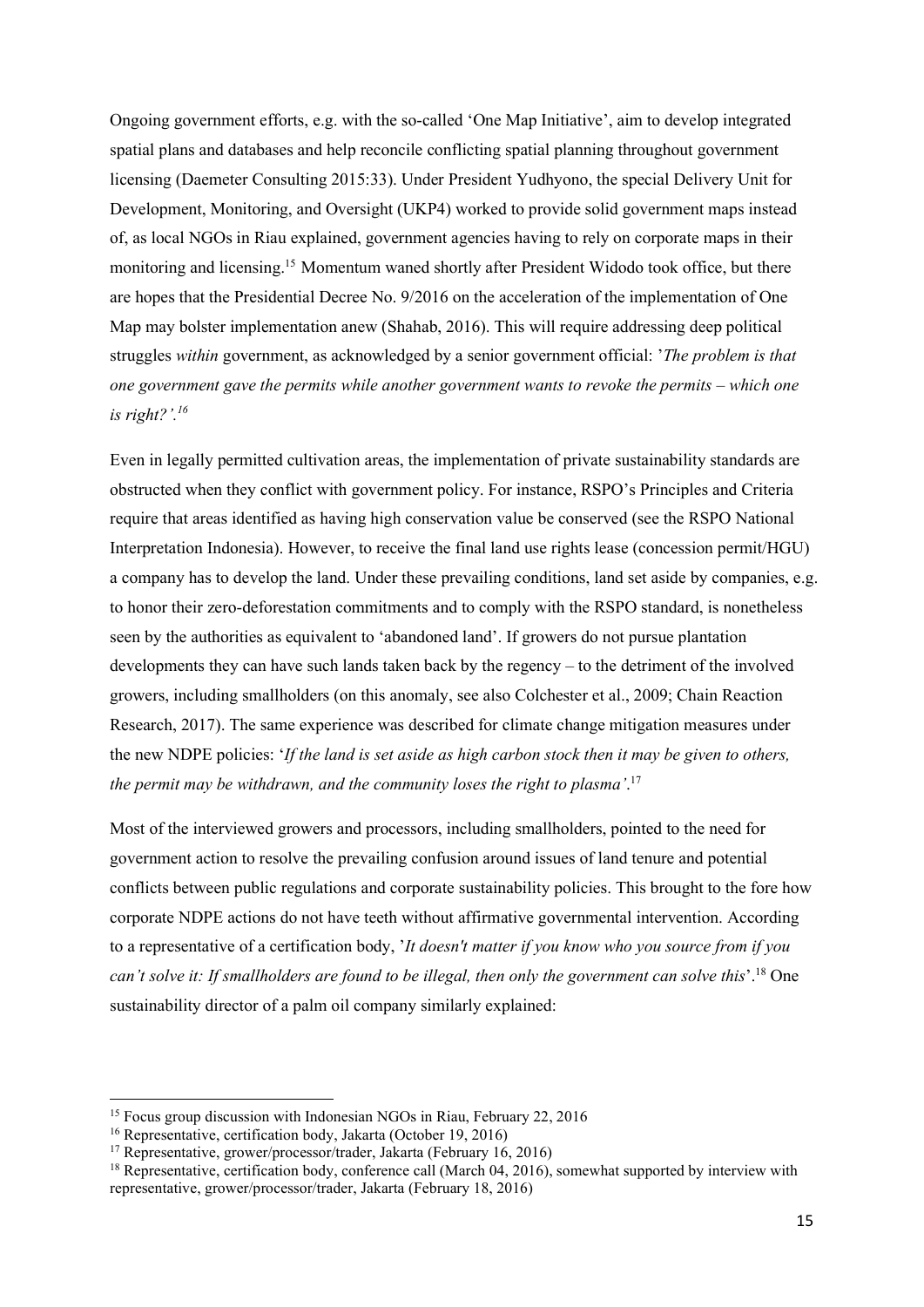Ongoing government efforts, e.g. with the so-called 'One Map Initiative', aim to develop integrated spatial plans and databases and help reconcile conflicting spatial planning throughout government licensing (Daemeter Consulting 2015:33). Under President Yudhyono, the special Delivery Unit for Development, Monitoring, and Oversight (UKP4) worked to provide solid government maps instead of, as local NGOs in Riau explained, government agencies having to rely on corporate maps in their monitoring and licensing.[15] Momentum waned shortly after President Widodo took office, but there are hopes that the Presidential Decree No. 9/2016 on the acceleration of the implementation of One Map may bolster implementation anew (Shahab, 2016). This will require addressing deep political struggles *within* government, as acknowledged by a senior government official: '*The problem is that one government gave the permits while another government wants to revoke the permits – which one is right?'.*[16]

Even in legally permitted cultivation areas, the implementation of private sustainability standards are obstructed when they conflict with government policy. For instance, RSPO's Principles and Criteria require that areas identified as having high conservation value be conserved (see the RSPO National Interpretation Indonesia). However, to receive the final land use rights lease (concession permit/HGU) a company has to develop the land. Under these prevailing conditions, land set aside by companies, e.g. to honor their zero-deforestation commitments and to comply with the RSPO standard, is nonetheless seen by the authorities as equivalent to 'abandoned land'. If growers do not pursue plantation developments they can have such lands taken back by the regency – to the detriment of the involved growers, including smallholders (on this anomaly, see also Colchester et al., 2009; Chain Reaction Research, 2017). The same experience was described for climate change mitigation measures under the new NDPE policies: '*If the land is set aside as high carbon stock then it may be given to others, the permit may be withdrawn, and the community loses the right to plasma'*.[17]

Most of the interviewed growers and processors, including smallholders, pointed to the need for government action to resolve the prevailing confusion around issues of land tenure and potential conflicts between public regulations and corporate sustainability policies. This brought to the fore how corporate NDPE actions do not have teeth without affirmative governmental intervention. According to a representative of a certification body, '*It doesn't matter if you know who you source from if you can't solve it: If smallholders are found to be illegal, then only the government can solve this*'.[18] One sustainability director of a palm oil company similarly explained:

---

[15] Focus group discussion with Indonesian NGOs in Riau, February 22, 2016

[16] Representative, certification body, Jakarta (October 19, 2016)

[17] Representative, grower/processor/trader, Jakarta (February 16, 2016)

[18] Representative, certification body, conference call (March 04, 2016), somewhat supported by interview with representative, grower/processor/trader, Jakarta (February 18, 2016)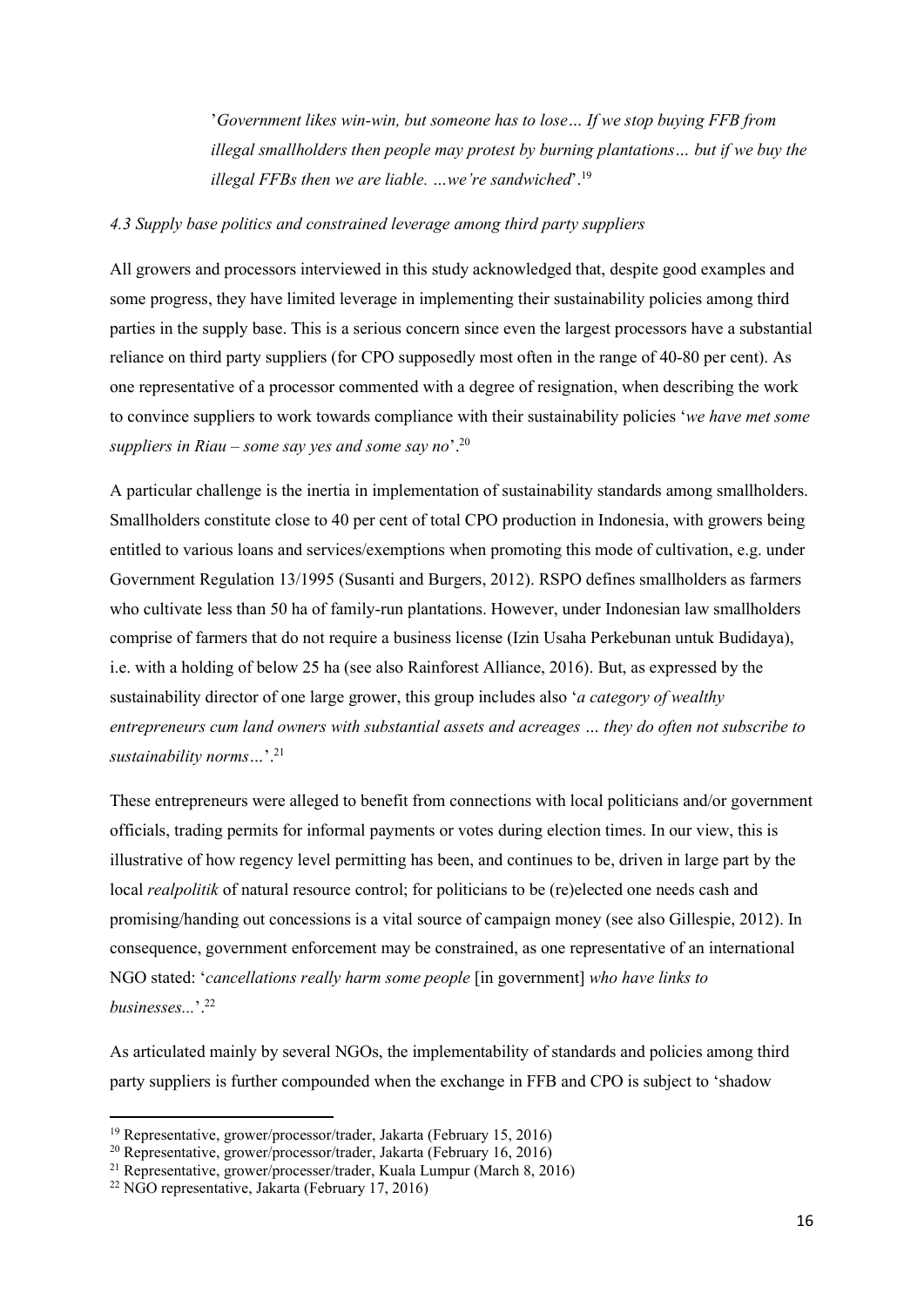> '*Government likes win-win, but someone has to lose… If we stop buying FFB from illegal smallholders then people may protest by burning plantations… but if we buy the illegal FFBs then we are liable. …we're sandwiched*'.[19]

*4.3 Supply base politics and constrained leverage among third party suppliers*

All growers and processors interviewed in this study acknowledged that, despite good examples and some progress, they have limited leverage in implementing their sustainability policies among third parties in the supply base. This is a serious concern since even the largest processors have a substantial reliance on third party suppliers (for CPO supposedly most often in the range of 40-80 per cent). As one representative of a processor commented with a degree of resignation, when describing the work to convince suppliers to work towards compliance with their sustainability policies '*we have met some suppliers in Riau – some say yes and some say no*'.[20]

A particular challenge is the inertia in implementation of sustainability standards among smallholders. Smallholders constitute close to 40 per cent of total CPO production in Indonesia, with growers being entitled to various loans and services/exemptions when promoting this mode of cultivation, e.g. under Government Regulation 13/1995 (Susanti and Burgers, 2012). RSPO defines smallholders as farmers who cultivate less than 50 ha of family-run plantations. However, under Indonesian law smallholders comprise of farmers that do not require a business license (Izin Usaha Perkebunan untuk Budidaya), i.e. with a holding of below 25 ha (see also Rainforest Alliance, 2016). But, as expressed by the sustainability director of one large grower, this group includes also '*a category of wealthy entrepreneurs cum land owners with substantial assets and acreages … they do often not subscribe to sustainability norms…*'.[21]

These entrepreneurs were alleged to benefit from connections with local politicians and/or government officials, trading permits for informal payments or votes during election times. In our view, this is illustrative of how regency level permitting has been, and continues to be, driven in large part by the local *realpolitik* of natural resource control; for politicians to be (re)elected one needs cash and promising/handing out concessions is a vital source of campaign money (see also Gillespie, 2012). In consequence, government enforcement may be constrained, as one representative of an international NGO stated: '*cancellations really harm some people* [in government] *who have links to businesses...*'.[22]

As articulated mainly by several NGOs, the implementability of standards and policies among third party suppliers is further compounded when the exchange in FFB and CPO is subject to 'shadow

---

[19] Representative, grower/processor/trader, Jakarta (February 15, 2016)

[20] Representative, grower/processor/trader, Jakarta (February 16, 2016)

[21] Representative, grower/processer/trader, Kuala Lumpur (March 8, 2016)

[22] NGO representative, Jakarta (February 17, 2016)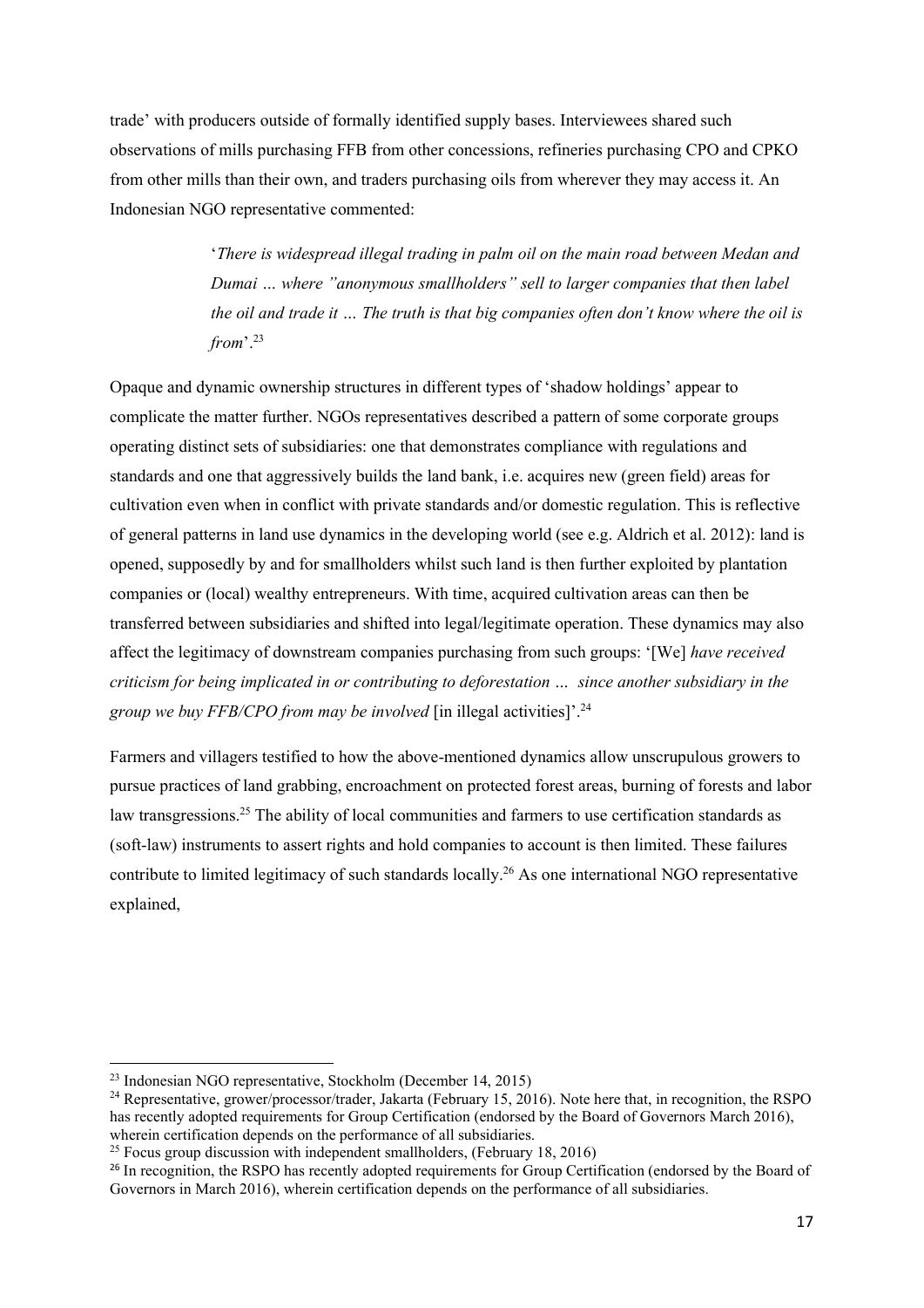trade' with producers outside of formally identified supply bases. Interviewees shared such observations of mills purchasing FFB from other concessions, refineries purchasing CPO and CPKO from other mills than their own, and traders purchasing oils from wherever they may access it. An Indonesian NGO representative commented:

> '*There is widespread illegal trading in palm oil on the main road between Medan and Dumai … where "anonymous smallholders" sell to larger companies that then label the oil and trade it … The truth is that big companies often don't know where the oil is from*'.[23]

Opaque and dynamic ownership structures in different types of 'shadow holdings' appear to complicate the matter further. NGOs representatives described a pattern of some corporate groups operating distinct sets of subsidiaries: one that demonstrates compliance with regulations and standards and one that aggressively builds the land bank, i.e. acquires new (green field) areas for cultivation even when in conflict with private standards and/or domestic regulation. This is reflective of general patterns in land use dynamics in the developing world (see e.g. Aldrich et al. 2012): land is opened, supposedly by and for smallholders whilst such land is then further exploited by plantation companies or (local) wealthy entrepreneurs. With time, acquired cultivation areas can then be transferred between subsidiaries and shifted into legal/legitimate operation. These dynamics may also affect the legitimacy of downstream companies purchasing from such groups: '[We] *have received criticism for being implicated in or contributing to deforestation … since another subsidiary in the group we buy FFB/CPO from may be involved* [in illegal activities]'.[24]

Farmers and villagers testified to how the above-mentioned dynamics allow unscrupulous growers to pursue practices of land grabbing, encroachment on protected forest areas, burning of forests and labor law transgressions.[25] The ability of local communities and farmers to use certification standards as (soft-law) instruments to assert rights and hold companies to account is then limited. These failures contribute to limited legitimacy of such standards locally.[26] As one international NGO representative explained,

---

[23] Indonesian NGO representative, Stockholm (December 14, 2015)

[24] Representative, grower/processor/trader, Jakarta (February 15, 2016). Note here that, in recognition, the RSPO has recently adopted requirements for Group Certification (endorsed by the Board of Governors March 2016), wherein certification depends on the performance of all subsidiaries.

[25] Focus group discussion with independent smallholders, (February 18, 2016)

[26] In recognition, the RSPO has recently adopted requirements for Group Certification (endorsed by the Board of Governors in March 2016), wherein certification depends on the performance of all subsidiaries.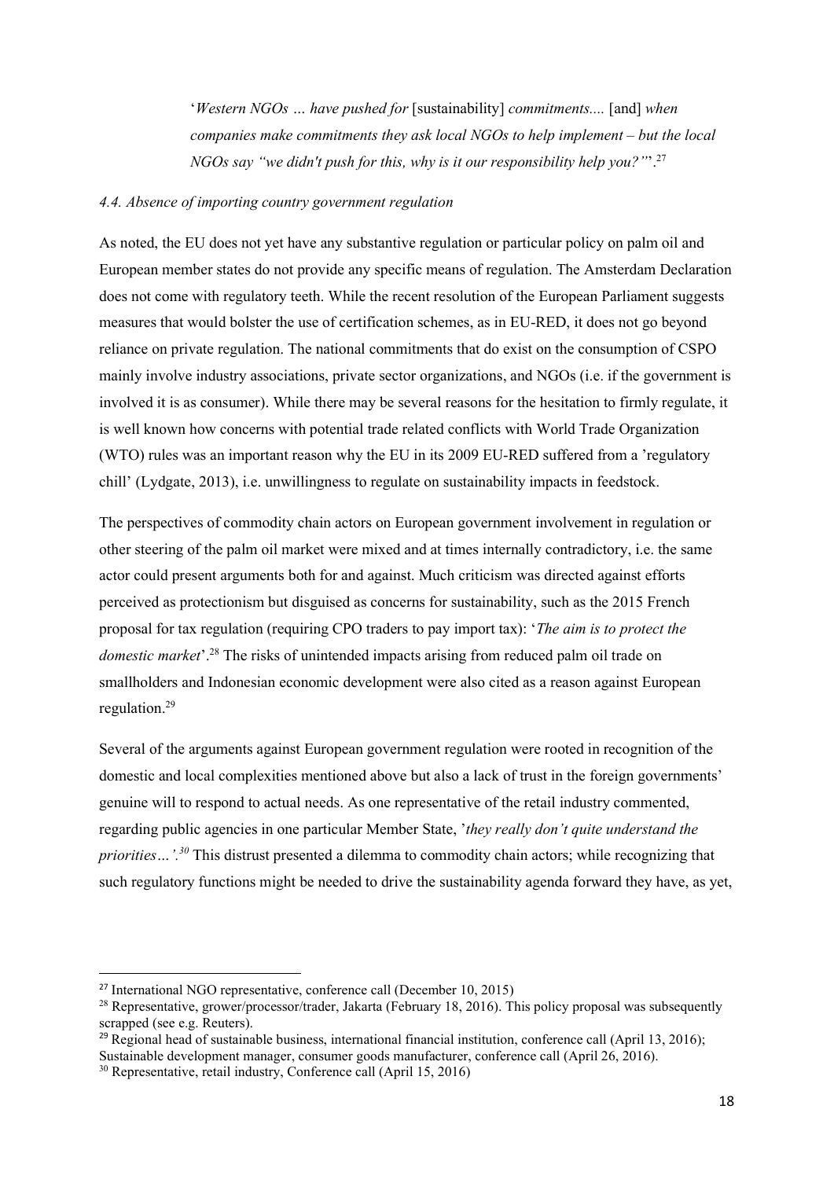> '*Western NGOs … have pushed for* [sustainability] *commitments....* [and] *when companies make commitments they ask local NGOs to help implement – but the local NGOs say "we didn't push for this, why is it our responsibility help you?"*'.[27]

*4.4. Absence of importing country government regulation*

As noted, the EU does not yet have any substantive regulation or particular policy on palm oil and European member states do not provide any specific means of regulation. The Amsterdam Declaration does not come with regulatory teeth. While the recent resolution of the European Parliament suggests measures that would bolster the use of certification schemes, as in EU-RED, it does not go beyond reliance on private regulation. The national commitments that do exist on the consumption of CSPO mainly involve industry associations, private sector organizations, and NGOs (i.e. if the government is involved it is as consumer). While there may be several reasons for the hesitation to firmly regulate, it is well known how concerns with potential trade related conflicts with World Trade Organization (WTO) rules was an important reason why the EU in its 2009 EU-RED suffered from a 'regulatory chill' (Lydgate, 2013), i.e. unwillingness to regulate on sustainability impacts in feedstock.

The perspectives of commodity chain actors on European government involvement in regulation or other steering of the palm oil market were mixed and at times internally contradictory, i.e. the same actor could present arguments both for and against. Much criticism was directed against efforts perceived as protectionism but disguised as concerns for sustainability, such as the 2015 French proposal for tax regulation (requiring CPO traders to pay import tax): '*The aim is to protect the domestic market*'.[28] The risks of unintended impacts arising from reduced palm oil trade on smallholders and Indonesian economic development were also cited as a reason against European regulation.[29]

Several of the arguments against European government regulation were rooted in recognition of the domestic and local complexities mentioned above but also a lack of trust in the foreign governments' genuine will to respond to actual needs. As one representative of the retail industry commented, regarding public agencies in one particular Member State, '*they really don't quite understand the priorities…'.*[30] This distrust presented a dilemma to commodity chain actors; while recognizing that such regulatory functions might be needed to drive the sustainability agenda forward they have, as yet,

---

[27] International NGO representative, conference call (December 10, 2015)

[28] Representative, grower/processor/trader, Jakarta (February 18, 2016). This policy proposal was subsequently scrapped (see e.g. Reuters).

[29] Regional head of sustainable business, international financial institution, conference call (April 13, 2016); Sustainable development manager, consumer goods manufacturer, conference call (April 26, 2016).

[30] Representative, retail industry, Conference call (April 15, 2016)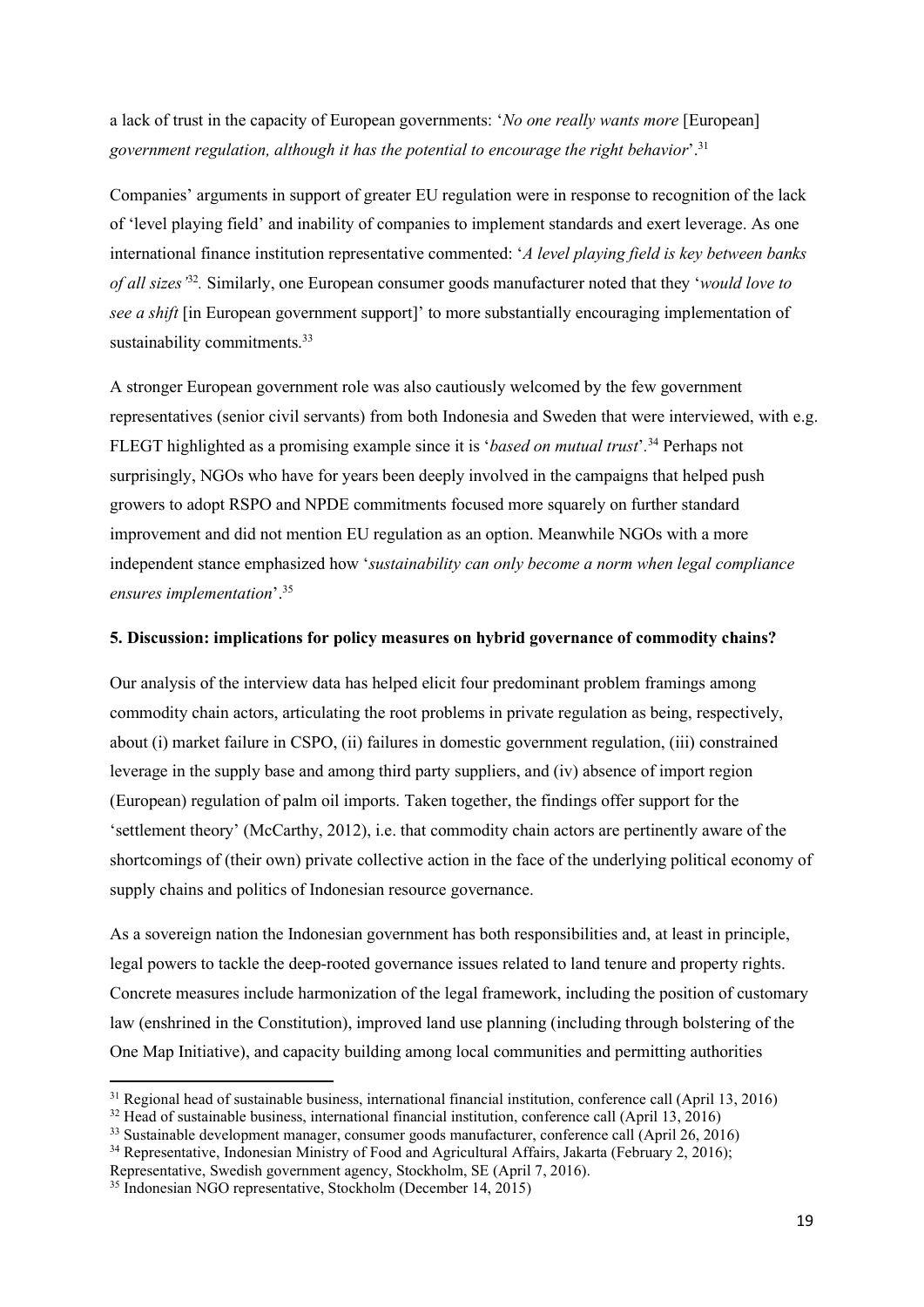a lack of trust in the capacity of European governments: '*No one really wants more* [European] *government regulation, although it has the potential to encourage the right behavior*'.[31]

Companies' arguments in support of greater EU regulation were in response to recognition of the lack of 'level playing field' and inability of companies to implement standards and exert leverage. As one international finance institution representative commented: '*A level playing field is key between banks of all sizes'*[32]*.* Similarly, one European consumer goods manufacturer noted that they '*would love to see a shift* [in European government support]' to more substantially encouraging implementation of sustainability commitments.[33]

A stronger European government role was also cautiously welcomed by the few government representatives (senior civil servants) from both Indonesia and Sweden that were interviewed, with e.g. FLEGT highlighted as a promising example since it is '*based on mutual trust*'.[34] Perhaps not surprisingly, NGOs who have for years been deeply involved in the campaigns that helped push growers to adopt RSPO and NPDE commitments focused more squarely on further standard improvement and did not mention EU regulation as an option. Meanwhile NGOs with a more independent stance emphasized how '*sustainability can only become a norm when legal compliance ensures implementation*'.[35]

## 5. Discussion: implications for policy measures on hybrid governance of commodity chains?

Our analysis of the interview data has helped elicit four predominant problem framings among commodity chain actors, articulating the root problems in private regulation as being, respectively, about (i) market failure in CSPO, (ii) failures in domestic government regulation, (iii) constrained leverage in the supply base and among third party suppliers, and (iv) absence of import region (European) regulation of palm oil imports. Taken together, the findings offer support for the 'settlement theory' (McCarthy, 2012), i.e. that commodity chain actors are pertinently aware of the shortcomings of (their own) private collective action in the face of the underlying political economy of supply chains and politics of Indonesian resource governance.

As a sovereign nation the Indonesian government has both responsibilities and, at least in principle, legal powers to tackle the deep-rooted governance issues related to land tenure and property rights. Concrete measures include harmonization of the legal framework, including the position of customary law (enshrined in the Constitution), improved land use planning (including through bolstering of the One Map Initiative), and capacity building among local communities and permitting authorities

---

[31] Regional head of sustainable business, international financial institution, conference call (April 13, 2016)

[32] Head of sustainable business, international financial institution, conference call (April 13, 2016)

[33] Sustainable development manager, consumer goods manufacturer, conference call (April 26, 2016)

[34] Representative, Indonesian Ministry of Food and Agricultural Affairs, Jakarta (February 2, 2016); Representative, Swedish government agency, Stockholm, SE (April 7, 2016).

[35] Indonesian NGO representative, Stockholm (December 14, 2015)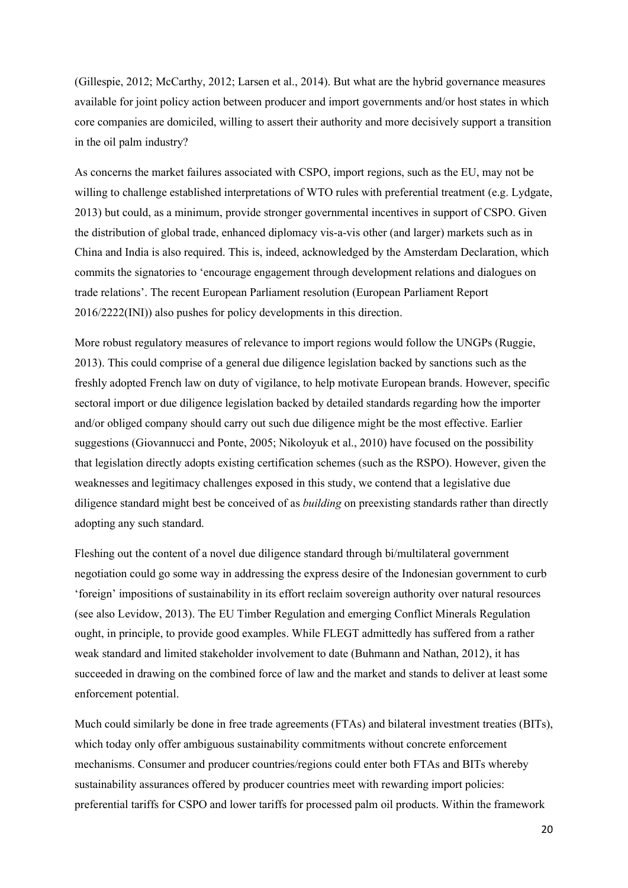(Gillespie, 2012; McCarthy, 2012; Larsen et al., 2014). But what are the hybrid governance measures available for joint policy action between producer and import governments and/or host states in which core companies are domiciled, willing to assert their authority and more decisively support a transition in the oil palm industry?

As concerns the market failures associated with CSPO, import regions, such as the EU, may not be willing to challenge established interpretations of WTO rules with preferential treatment (e.g. Lydgate, 2013) but could, as a minimum, provide stronger governmental incentives in support of CSPO. Given the distribution of global trade, enhanced diplomacy vis-a-vis other (and larger) markets such as in China and India is also required. This is, indeed, acknowledged by the Amsterdam Declaration, which commits the signatories to 'encourage engagement through development relations and dialogues on trade relations'. The recent European Parliament resolution (European Parliament Report 2016/2222(INI)) also pushes for policy developments in this direction.

More robust regulatory measures of relevance to import regions would follow the UNGPs (Ruggie, 2013). This could comprise of a general due diligence legislation backed by sanctions such as the freshly adopted French law on duty of vigilance, to help motivate European brands. However, specific sectoral import or due diligence legislation backed by detailed standards regarding how the importer and/or obliged company should carry out such due diligence might be the most effective. Earlier suggestions (Giovannucci and Ponte, 2005; Nikoloyuk et al., 2010) have focused on the possibility that legislation directly adopts existing certification schemes (such as the RSPO). However, given the weaknesses and legitimacy challenges exposed in this study, we contend that a legislative due diligence standard might best be conceived of as *building* on preexisting standards rather than directly adopting any such standard.

Fleshing out the content of a novel due diligence standard through bi/multilateral government negotiation could go some way in addressing the express desire of the Indonesian government to curb 'foreign' impositions of sustainability in its effort reclaim sovereign authority over natural resources (see also Levidow, 2013). The EU Timber Regulation and emerging Conflict Minerals Regulation ought, in principle, to provide good examples. While FLEGT admittedly has suffered from a rather weak standard and limited stakeholder involvement to date (Buhmann and Nathan, 2012), it has succeeded in drawing on the combined force of law and the market and stands to deliver at least some enforcement potential.

Much could similarly be done in free trade agreements (FTAs) and bilateral investment treaties (BITs), which today only offer ambiguous sustainability commitments without concrete enforcement mechanisms. Consumer and producer countries/regions could enter both FTAs and BITs whereby sustainability assurances offered by producer countries meet with rewarding import policies: preferential tariffs for CSPO and lower tariffs for processed palm oil products. Within the framework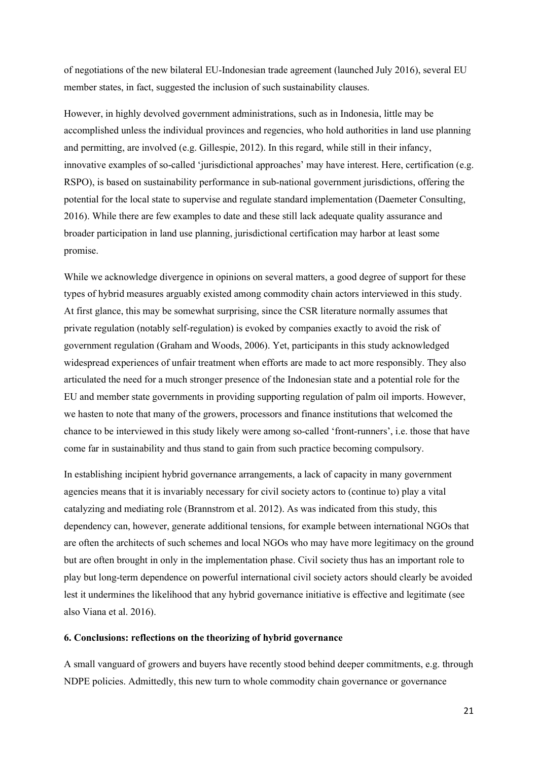of negotiations of the new bilateral EU-Indonesian trade agreement (launched July 2016), several EU member states, in fact, suggested the inclusion of such sustainability clauses.

However, in highly devolved government administrations, such as in Indonesia, little may be accomplished unless the individual provinces and regencies, who hold authorities in land use planning and permitting, are involved (e.g. Gillespie, 2012). In this regard, while still in their infancy, innovative examples of so-called 'jurisdictional approaches' may have interest. Here, certification (e.g. RSPO), is based on sustainability performance in sub-national government jurisdictions, offering the potential for the local state to supervise and regulate standard implementation (Daemeter Consulting, 2016). While there are few examples to date and these still lack adequate quality assurance and broader participation in land use planning, jurisdictional certification may harbor at least some promise.

While we acknowledge divergence in opinions on several matters, a good degree of support for these types of hybrid measures arguably existed among commodity chain actors interviewed in this study. At first glance, this may be somewhat surprising, since the CSR literature normally assumes that private regulation (notably self-regulation) is evoked by companies exactly to avoid the risk of government regulation (Graham and Woods, 2006). Yet, participants in this study acknowledged widespread experiences of unfair treatment when efforts are made to act more responsibly. They also articulated the need for a much stronger presence of the Indonesian state and a potential role for the EU and member state governments in providing supporting regulation of palm oil imports. However, we hasten to note that many of the growers, processors and finance institutions that welcomed the chance to be interviewed in this study likely were among so-called 'front-runners', i.e. those that have come far in sustainability and thus stand to gain from such practice becoming compulsory.

In establishing incipient hybrid governance arrangements, a lack of capacity in many government agencies means that it is invariably necessary for civil society actors to (continue to) play a vital catalyzing and mediating role (Brannstrom et al. 2012). As was indicated from this study, this dependency can, however, generate additional tensions, for example between international NGOs that are often the architects of such schemes and local NGOs who may have more legitimacy on the ground but are often brought in only in the implementation phase. Civil society thus has an important role to play but long-term dependence on powerful international civil society actors should clearly be avoided lest it undermines the likelihood that any hybrid governance initiative is effective and legitimate (see also Viana et al. 2016).

## 6. Conclusions: reflections on the theorizing of hybrid governance

A small vanguard of growers and buyers have recently stood behind deeper commitments, e.g. through NDPE policies. Admittedly, this new turn to whole commodity chain governance or governance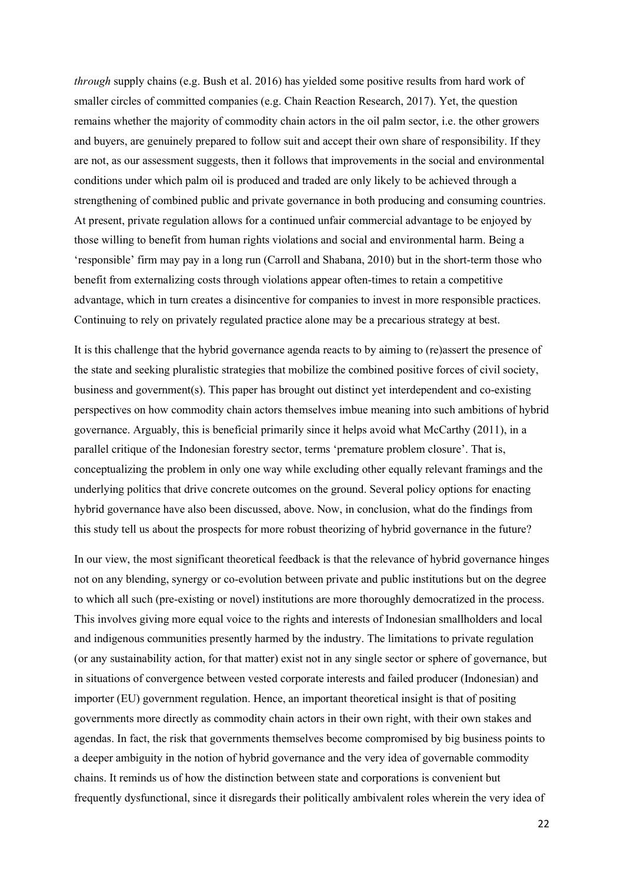*through* supply chains (e.g. Bush et al. 2016) has yielded some positive results from hard work of smaller circles of committed companies (e.g. Chain Reaction Research, 2017). Yet, the question remains whether the majority of commodity chain actors in the oil palm sector, i.e. the other growers and buyers, are genuinely prepared to follow suit and accept their own share of responsibility. If they are not, as our assessment suggests, then it follows that improvements in the social and environmental conditions under which palm oil is produced and traded are only likely to be achieved through a strengthening of combined public and private governance in both producing and consuming countries. At present, private regulation allows for a continued unfair commercial advantage to be enjoyed by those willing to benefit from human rights violations and social and environmental harm. Being a 'responsible' firm may pay in a long run (Carroll and Shabana, 2010) but in the short-term those who benefit from externalizing costs through violations appear often-times to retain a competitive advantage, which in turn creates a disincentive for companies to invest in more responsible practices. Continuing to rely on privately regulated practice alone may be a precarious strategy at best.

It is this challenge that the hybrid governance agenda reacts to by aiming to (re)assert the presence of the state and seeking pluralistic strategies that mobilize the combined positive forces of civil society, business and government(s). This paper has brought out distinct yet interdependent and co-existing perspectives on how commodity chain actors themselves imbue meaning into such ambitions of hybrid governance. Arguably, this is beneficial primarily since it helps avoid what McCarthy (2011), in a parallel critique of the Indonesian forestry sector, terms 'premature problem closure'. That is, conceptualizing the problem in only one way while excluding other equally relevant framings and the underlying politics that drive concrete outcomes on the ground. Several policy options for enacting hybrid governance have also been discussed, above. Now, in conclusion, what do the findings from this study tell us about the prospects for more robust theorizing of hybrid governance in the future?

In our view, the most significant theoretical feedback is that the relevance of hybrid governance hinges not on any blending, synergy or co-evolution between private and public institutions but on the degree to which all such (pre-existing or novel) institutions are more thoroughly democratized in the process. This involves giving more equal voice to the rights and interests of Indonesian smallholders and local and indigenous communities presently harmed by the industry. The limitations to private regulation (or any sustainability action, for that matter) exist not in any single sector or sphere of governance, but in situations of convergence between vested corporate interests and failed producer (Indonesian) and importer (EU) government regulation. Hence, an important theoretical insight is that of positing governments more directly as commodity chain actors in their own right, with their own stakes and agendas. In fact, the risk that governments themselves become compromised by big business points to a deeper ambiguity in the notion of hybrid governance and the very idea of governable commodity chains. It reminds us of how the distinction between state and corporations is convenient but frequently dysfunctional, since it disregards their politically ambivalent roles wherein the very idea of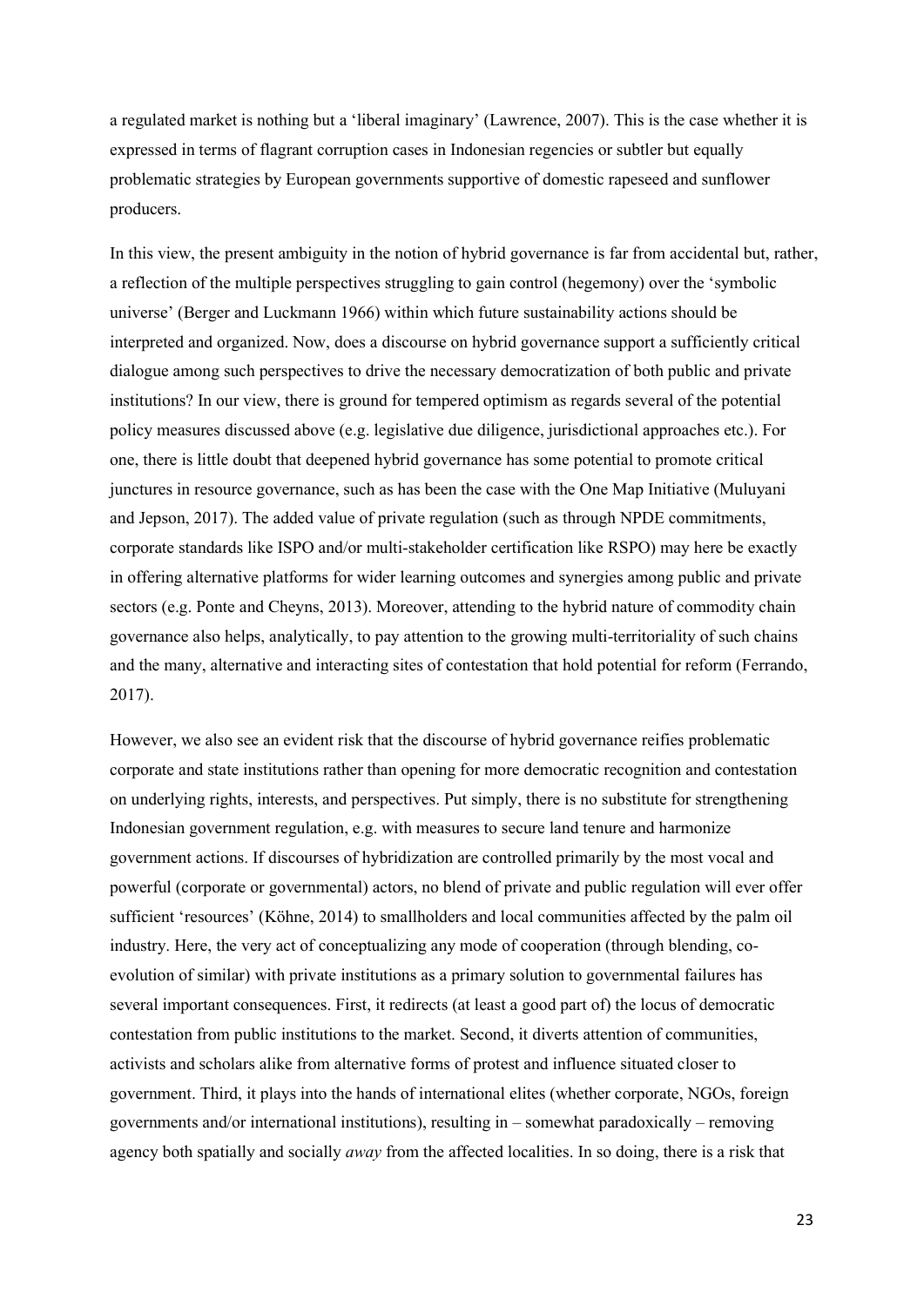a regulated market is nothing but a 'liberal imaginary' (Lawrence, 2007). This is the case whether it is expressed in terms of flagrant corruption cases in Indonesian regencies or subtler but equally problematic strategies by European governments supportive of domestic rapeseed and sunflower producers.

In this view, the present ambiguity in the notion of hybrid governance is far from accidental but, rather, a reflection of the multiple perspectives struggling to gain control (hegemony) over the 'symbolic universe' (Berger and Luckmann 1966) within which future sustainability actions should be interpreted and organized. Now, does a discourse on hybrid governance support a sufficiently critical dialogue among such perspectives to drive the necessary democratization of both public and private institutions? In our view, there is ground for tempered optimism as regards several of the potential policy measures discussed above (e.g. legislative due diligence, jurisdictional approaches etc.). For one, there is little doubt that deepened hybrid governance has some potential to promote critical junctures in resource governance, such as has been the case with the One Map Initiative (Muluyani and Jepson, 2017). The added value of private regulation (such as through NPDE commitments, corporate standards like ISPO and/or multi-stakeholder certification like RSPO) may here be exactly in offering alternative platforms for wider learning outcomes and synergies among public and private sectors (e.g. Ponte and Cheyns, 2013). Moreover, attending to the hybrid nature of commodity chain governance also helps, analytically, to pay attention to the growing multi-territoriality of such chains and the many, alternative and interacting sites of contestation that hold potential for reform (Ferrando, 2017).

However, we also see an evident risk that the discourse of hybrid governance reifies problematic corporate and state institutions rather than opening for more democratic recognition and contestation on underlying rights, interests, and perspectives. Put simply, there is no substitute for strengthening Indonesian government regulation, e.g. with measures to secure land tenure and harmonize government actions. If discourses of hybridization are controlled primarily by the most vocal and powerful (corporate or governmental) actors, no blend of private and public regulation will ever offer sufficient 'resources' (Köhne, 2014) to smallholders and local communities affected by the palm oil industry. Here, the very act of conceptualizing any mode of cooperation (through blending, co-evolution of similar) with private institutions as a primary solution to governmental failures has several important consequences. First, it redirects (at least a good part of) the locus of democratic contestation from public institutions to the market. Second, it diverts attention of communities, activists and scholars alike from alternative forms of protest and influence situated closer to government. Third, it plays into the hands of international elites (whether corporate, NGOs, foreign governments and/or international institutions), resulting in – somewhat paradoxically – removing agency both spatially and socially *away* from the affected localities. In so doing, there is a risk that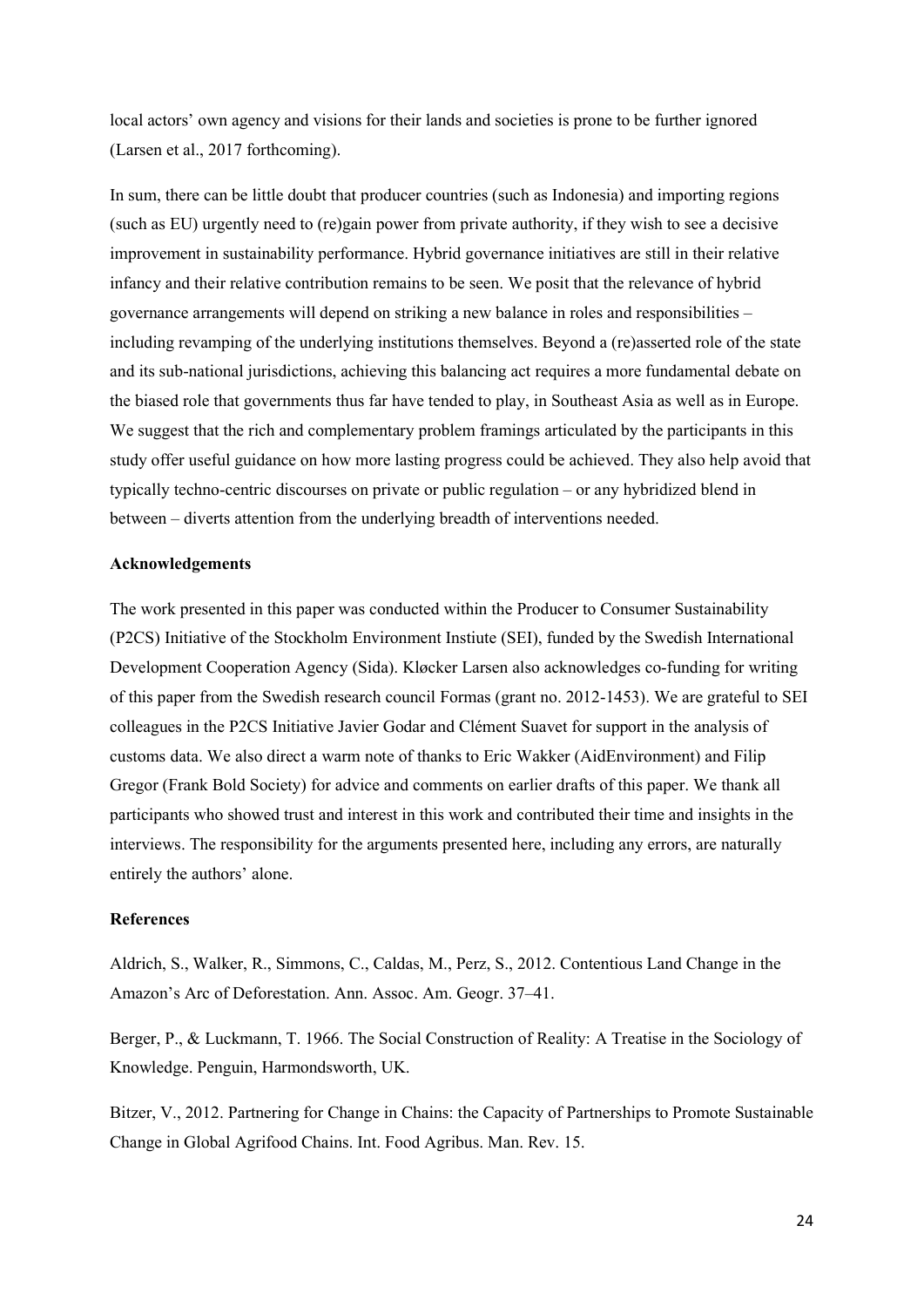local actors' own agency and visions for their lands and societies is prone to be further ignored (Larsen et al., 2017 forthcoming).

In sum, there can be little doubt that producer countries (such as Indonesia) and importing regions (such as EU) urgently need to (re)gain power from private authority, if they wish to see a decisive improvement in sustainability performance. Hybrid governance initiatives are still in their relative infancy and their relative contribution remains to be seen. We posit that the relevance of hybrid governance arrangements will depend on striking a new balance in roles and responsibilities – including revamping of the underlying institutions themselves. Beyond a (re)asserted role of the state and its sub-national jurisdictions, achieving this balancing act requires a more fundamental debate on the biased role that governments thus far have tended to play, in Southeast Asia as well as in Europe. We suggest that the rich and complementary problem framings articulated by the participants in this study offer useful guidance on how more lasting progress could be achieved. They also help avoid that typically techno-centric discourses on private or public regulation – or any hybridized blend in between – diverts attention from the underlying breadth of interventions needed.

**Acknowledgements**

The work presented in this paper was conducted within the Producer to Consumer Sustainability (P2CS) Initiative of the Stockholm Environment Instiute (SEI), funded by the Swedish International Development Cooperation Agency (Sida). Kløcker Larsen also acknowledges co-funding for writing of this paper from the Swedish research council Formas (grant no. 2012-1453). We are grateful to SEI colleagues in the P2CS Initiative Javier Godar and Clément Suavet for support in the analysis of customs data. We also direct a warm note of thanks to Eric Wakker (AidEnvironment) and Filip Gregor (Frank Bold Society) for advice and comments on earlier drafts of this paper. We thank all participants who showed trust and interest in this work and contributed their time and insights in the interviews. The responsibility for the arguments presented here, including any errors, are naturally entirely the authors' alone.

**References**

Aldrich, S., Walker, R., Simmons, C., Caldas, M., Perz, S., 2012. Contentious Land Change in the Amazon's Arc of Deforestation. Ann. Assoc. Am. Geogr. 37–41.

Berger, P., & Luckmann, T. 1966. The Social Construction of Reality: A Treatise in the Sociology of Knowledge. Penguin, Harmondsworth, UK.

Bitzer, V., 2012. Partnering for Change in Chains: the Capacity of Partnerships to Promote Sustainable Change in Global Agrifood Chains. Int. Food Agribus. Man. Rev. 15.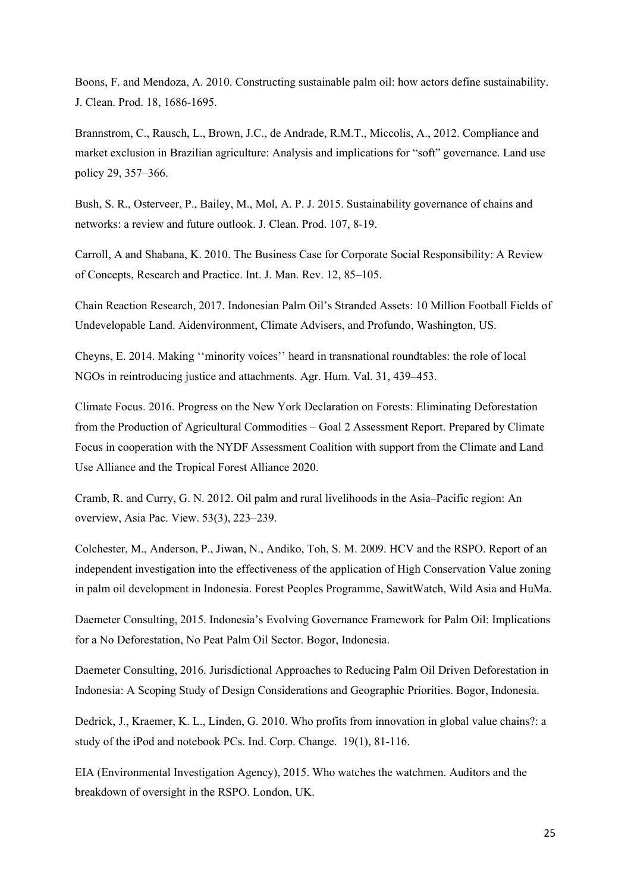Boons, F. and Mendoza, A. 2010. Constructing sustainable palm oil: how actors define sustainability. J. Clean. Prod. 18, 1686-1695.

Brannstrom, C., Rausch, L., Brown, J.C., de Andrade, R.M.T., Miccolis, A., 2012. Compliance and market exclusion in Brazilian agriculture: Analysis and implications for "soft" governance. Land use policy 29, 357–366.

Bush, S. R., Osterveer, P., Bailey, M., Mol, A. P. J. 2015. Sustainability governance of chains and networks: a review and future outlook. J. Clean. Prod. 107, 8-19.

Carroll, A and Shabana, K. 2010. The Business Case for Corporate Social Responsibility: A Review of Concepts, Research and Practice. Int. J. Man. Rev. 12, 85–105.

Chain Reaction Research, 2017. Indonesian Palm Oil's Stranded Assets: 10 Million Football Fields of Undevelopable Land. Aidenvironment, Climate Advisers, and Profundo, Washington, US.

Cheyns, E. 2014. Making ''minority voices'' heard in transnational roundtables: the role of local NGOs in reintroducing justice and attachments. Agr. Hum. Val. 31, 439–453.

Climate Focus. 2016. Progress on the New York Declaration on Forests: Eliminating Deforestation from the Production of Agricultural Commodities – Goal 2 Assessment Report. Prepared by Climate Focus in cooperation with the NYDF Assessment Coalition with support from the Climate and Land Use Alliance and the Tropical Forest Alliance 2020.

Cramb, R. and Curry, G. N. 2012. Oil palm and rural livelihoods in the Asia–Pacific region: An overview, Asia Pac. View. 53(3), 223–239.

Colchester, M., Anderson, P., Jiwan, N., Andiko, Toh, S. M. 2009. HCV and the RSPO. Report of an independent investigation into the effectiveness of the application of High Conservation Value zoning in palm oil development in Indonesia. Forest Peoples Programme, SawitWatch, Wild Asia and HuMa.

Daemeter Consulting, 2015. Indonesia's Evolving Governance Framework for Palm Oil: Implications for a No Deforestation, No Peat Palm Oil Sector. Bogor, Indonesia.

Daemeter Consulting, 2016. Jurisdictional Approaches to Reducing Palm Oil Driven Deforestation in Indonesia: A Scoping Study of Design Considerations and Geographic Priorities. Bogor, Indonesia.

Dedrick, J., Kraemer, K. L., Linden, G. 2010. Who profits from innovation in global value chains?: a study of the iPod and notebook PCs. Ind. Corp. Change. 19(1), 81-116.

EIA (Environmental Investigation Agency), 2015. Who watches the watchmen. Auditors and the breakdown of oversight in the RSPO. London, UK.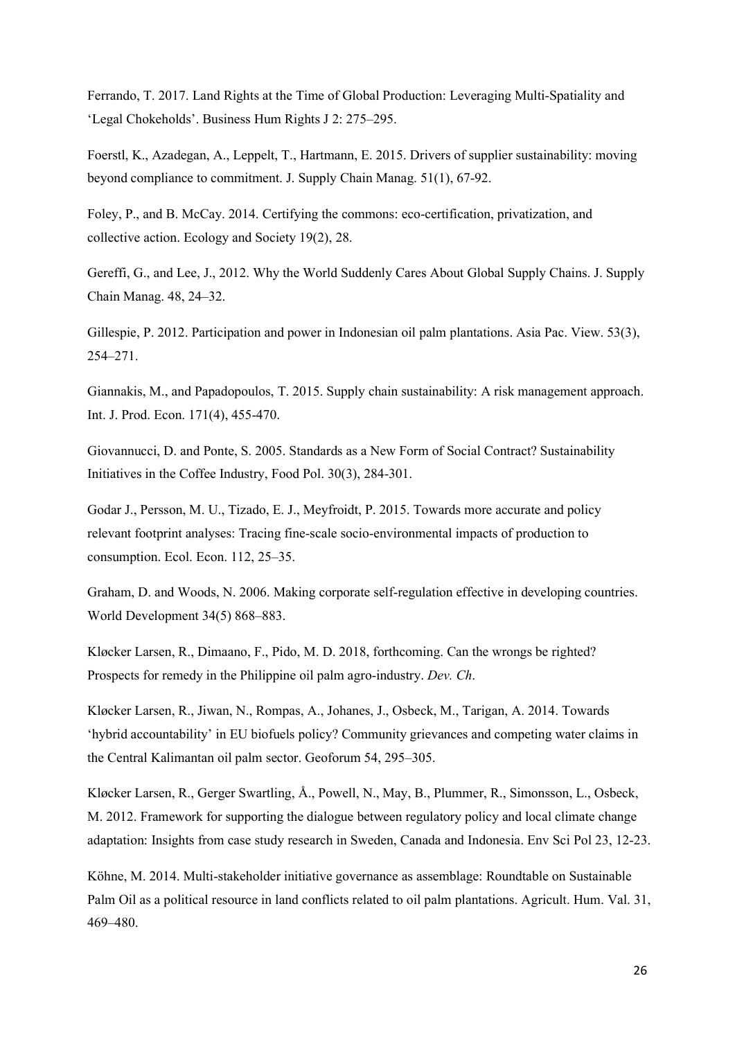Ferrando, T. 2017. Land Rights at the Time of Global Production: Leveraging Multi-Spatiality and 'Legal Chokeholds'. Business Hum Rights J 2: 275–295.

Foerstl, K., Azadegan, A., Leppelt, T., Hartmann, E. 2015. Drivers of supplier sustainability: moving beyond compliance to commitment. J. Supply Chain Manag. 51(1), 67-92.

Foley, P., and B. McCay. 2014. Certifying the commons: eco-certification, privatization, and collective action. Ecology and Society 19(2), 28.

Gereffi, G., and Lee, J., 2012. Why the World Suddenly Cares About Global Supply Chains. J. Supply Chain Manag. 48, 24–32.

Gillespie, P. 2012. Participation and power in Indonesian oil palm plantations. Asia Pac. View. 53(3), 254–271.

Giannakis, M., and Papadopoulos, T. 2015. Supply chain sustainability: A risk management approach. Int. J. Prod. Econ. 171(4), 455-470.

Giovannucci, D. and Ponte, S. 2005. Standards as a New Form of Social Contract? Sustainability Initiatives in the Coffee Industry, Food Pol. 30(3), 284-301.

Godar J., Persson, M. U., Tizado, E. J., Meyfroidt, P. 2015. Towards more accurate and policy relevant footprint analyses: Tracing fine-scale socio-environmental impacts of production to consumption. Ecol. Econ. 112, 25–35.

Graham, D. and Woods, N. 2006. Making corporate self-regulation effective in developing countries. World Development 34(5) 868–883.

Kløcker Larsen, R., Dimaano, F., Pido, M. D. 2018, forthcoming. Can the wrongs be righted? Prospects for remedy in the Philippine oil palm agro-industry. *Dev. Ch*.

Kløcker Larsen, R., Jiwan, N., Rompas, A., Johanes, J., Osbeck, M., Tarigan, A. 2014. Towards 'hybrid accountability' in EU biofuels policy? Community grievances and competing water claims in the Central Kalimantan oil palm sector. Geoforum 54, 295–305.

Kløcker Larsen, R., Gerger Swartling, Å., Powell, N., May, B., Plummer, R., Simonsson, L., Osbeck, M. 2012. Framework for supporting the dialogue between regulatory policy and local climate change adaptation: Insights from case study research in Sweden, Canada and Indonesia. Env Sci Pol 23, 12-23.

Köhne, M. 2014. Multi-stakeholder initiative governance as assemblage: Roundtable on Sustainable Palm Oil as a political resource in land conflicts related to oil palm plantations. Agricult. Hum. Val. 31, 469–480.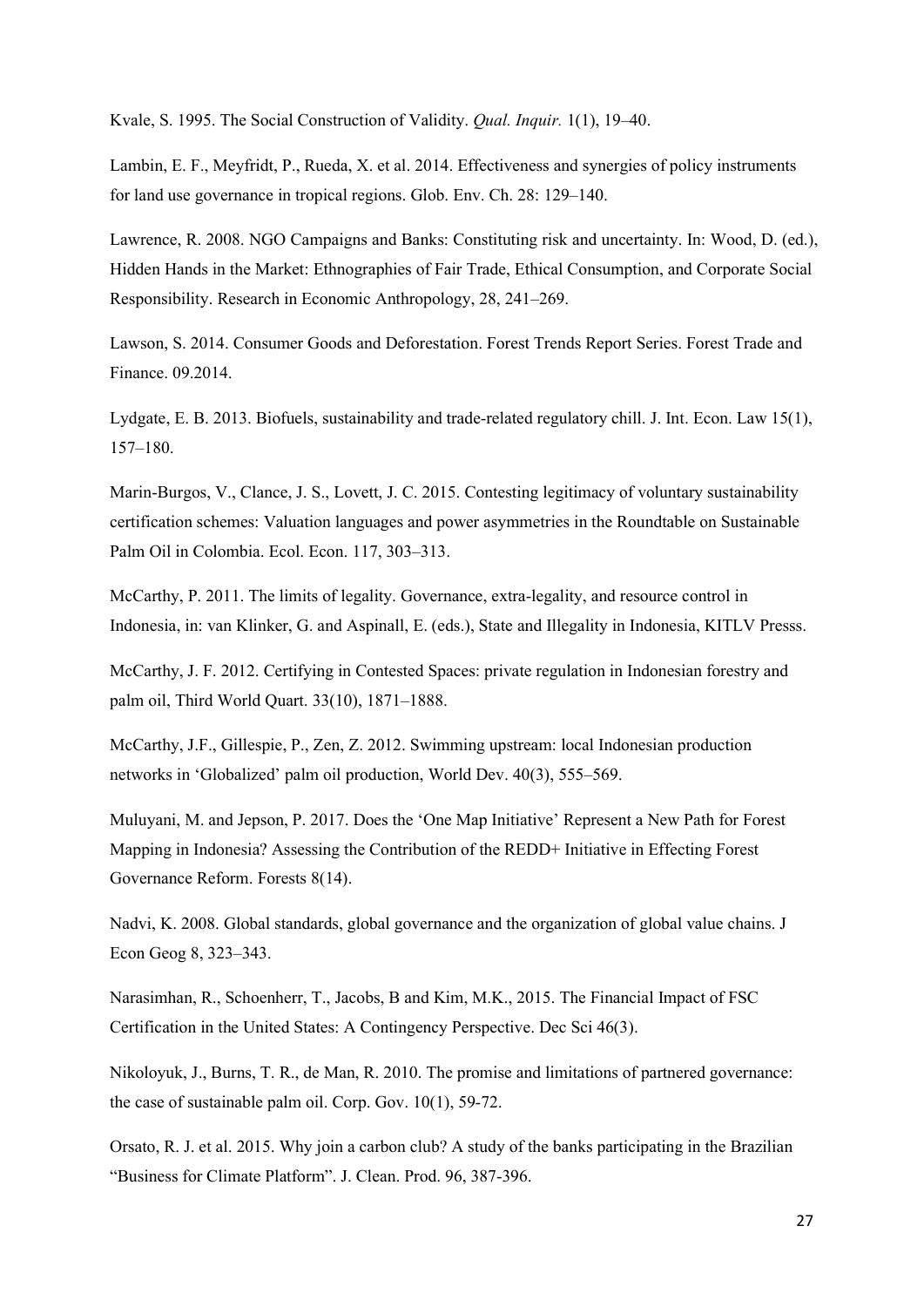Kvale, S. 1995. The Social Construction of Validity. *Qual. Inquir.* 1(1), 19–40.

Lambin, E. F., Meyfridt, P., Rueda, X. et al. 2014. Effectiveness and synergies of policy instruments for land use governance in tropical regions. Glob. Env. Ch. 28: 129–140.

Lawrence, R. 2008. NGO Campaigns and Banks: Constituting risk and uncertainty. In: Wood, D. (ed.), Hidden Hands in the Market: Ethnographies of Fair Trade, Ethical Consumption, and Corporate Social Responsibility. Research in Economic Anthropology, 28, 241–269.

Lawson, S. 2014. Consumer Goods and Deforestation. Forest Trends Report Series. Forest Trade and Finance. 09.2014.

Lydgate, E. B. 2013. Biofuels, sustainability and trade-related regulatory chill. J. Int. Econ. Law 15(1), 157–180.

Marin-Burgos, V., Clance, J. S., Lovett, J. C. 2015. Contesting legitimacy of voluntary sustainability certification schemes: Valuation languages and power asymmetries in the Roundtable on Sustainable Palm Oil in Colombia. Ecol. Econ. 117, 303–313.

McCarthy, P. 2011. The limits of legality. Governance, extra-legality, and resource control in Indonesia, in: van Klinker, G. and Aspinall, E. (eds.), State and Illegality in Indonesia, KITLV Presss.

McCarthy, J. F. 2012. Certifying in Contested Spaces: private regulation in Indonesian forestry and palm oil, Third World Quart. 33(10), 1871–1888.

McCarthy, J.F., Gillespie, P., Zen, Z. 2012. Swimming upstream: local Indonesian production networks in 'Globalized' palm oil production, World Dev. 40(3), 555–569.

Muluyani, M. and Jepson, P. 2017. Does the 'One Map Initiative' Represent a New Path for Forest Mapping in Indonesia? Assessing the Contribution of the REDD+ Initiative in Effecting Forest Governance Reform. Forests 8(14).

Nadvi, K. 2008. Global standards, global governance and the organization of global value chains. J Econ Geog 8, 323–343.

Narasimhan, R., Schoenherr, T., Jacobs, B and Kim, M.K., 2015. The Financial Impact of FSC Certification in the United States: A Contingency Perspective. Dec Sci 46(3).

Nikoloyuk, J., Burns, T. R., de Man, R. 2010. The promise and limitations of partnered governance: the case of sustainable palm oil. Corp. Gov. 10(1), 59-72.

Orsato, R. J. et al. 2015. Why join a carbon club? A study of the banks participating in the Brazilian "Business for Climate Platform". J. Clean. Prod. 96, 387-396.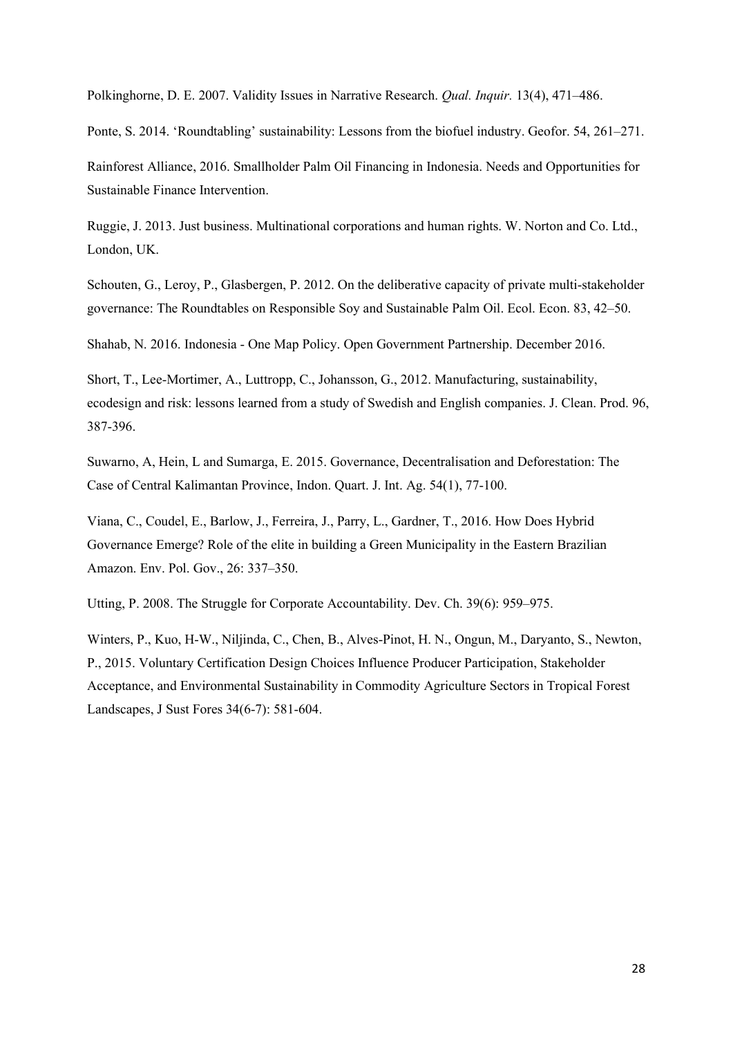Polkinghorne, D. E. 2007. Validity Issues in Narrative Research. *Qual. Inquir.* 13(4), 471–486.

Ponte, S. 2014. 'Roundtabling' sustainability: Lessons from the biofuel industry. Geofor. 54, 261–271.

Rainforest Alliance, 2016. Smallholder Palm Oil Financing in Indonesia. Needs and Opportunities for Sustainable Finance Intervention.

Ruggie, J. 2013. Just business. Multinational corporations and human rights. W. Norton and Co. Ltd., London, UK.

Schouten, G., Leroy, P., Glasbergen, P. 2012. On the deliberative capacity of private multi-stakeholder governance: The Roundtables on Responsible Soy and Sustainable Palm Oil. Ecol. Econ. 83, 42–50.

Shahab, N. 2016. Indonesia - One Map Policy. Open Government Partnership. December 2016.

Short, T., Lee-Mortimer, A., Luttropp, C., Johansson, G., 2012. Manufacturing, sustainability, ecodesign and risk: lessons learned from a study of Swedish and English companies. J. Clean. Prod. 96, 387-396.

Suwarno, A, Hein, L and Sumarga, E. 2015. Governance, Decentralisation and Deforestation: The Case of Central Kalimantan Province, Indon. Quart. J. Int. Ag. 54(1), 77-100.

Viana, C., Coudel, E., Barlow, J., Ferreira, J., Parry, L., Gardner, T., 2016. How Does Hybrid Governance Emerge? Role of the elite in building a Green Municipality in the Eastern Brazilian Amazon. Env. Pol. Gov., 26: 337–350.

Utting, P. 2008. The Struggle for Corporate Accountability. Dev. Ch. 39(6): 959–975.

Winters, P., Kuo, H-W., Niljinda, C., Chen, B., Alves-Pinot, H. N., Ongun, M., Daryanto, S., Newton, P., 2015. Voluntary Certification Design Choices Influence Producer Participation, Stakeholder Acceptance, and Environmental Sustainability in Commodity Agriculture Sectors in Tropical Forest Landscapes, J Sust Fores 34(6-7): 581-604.